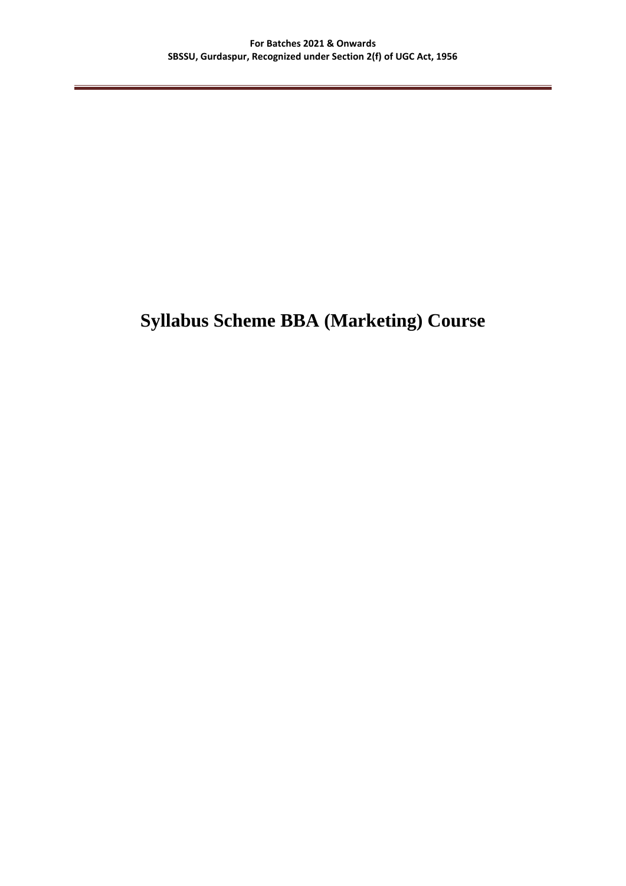# Syllabus Scheme BBA (Marketing) Course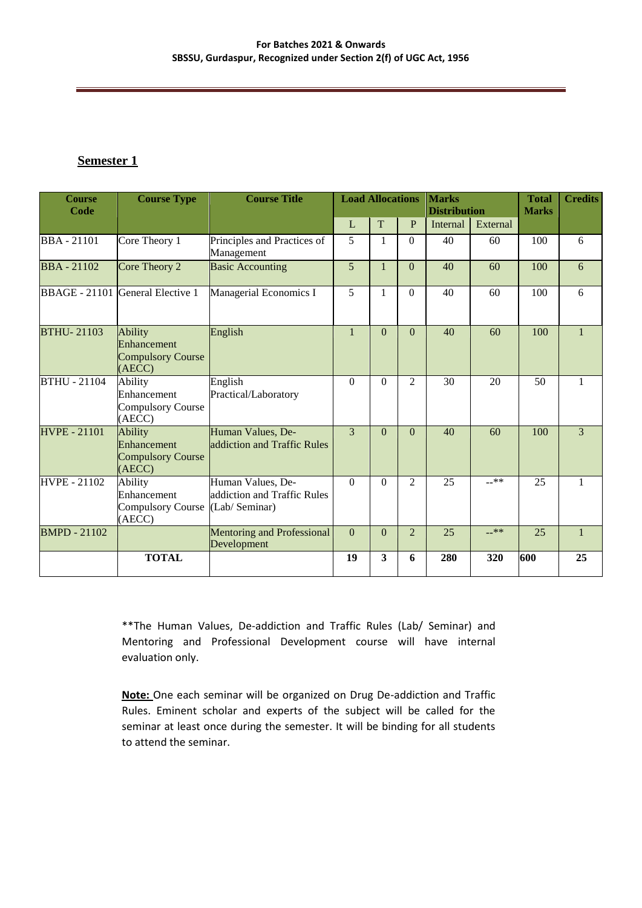## Semester 1

| Course Code | Course Type | Course Title | Load Allocations | | | Marks Distribution | | Total Marks | Credits |
|---|---|---|---|---|---|---|---|---|---|
| | | | L | T | P | Internal | External | | |
| BBA - 21101 | Core Theory 1 | Principles and Practices of Management | 5 | 1 | 0 | 40 | 60 | 100 | 6 |
| BBA - 21102 | Core Theory 2 | Basic Accounting | 5 | 1 | 0 | 40 | 60 | 100 | 6 |
| BBAGE - 21101 | General Elective 1 | Managerial Economics I | 5 | 1 | 0 | 40 | 60 | 100 | 6 |
| BTHU- 21103 | Ability Enhancement Compulsory Course (AECC) | English | 1 | 0 | 0 | 40 | 60 | 100 | 1 |
| BTHU - 21104 | Ability Enhancement Compulsory Course (AECC) | English Practical/Laboratory | 0 | 0 | 2 | 30 | 20 | 50 | 1 |
| HVPE - 21101 | Ability Enhancement Compulsory Course (AECC) | Human Values, De-addiction and Traffic Rules | 3 | 0 | 0 | 40 | 60 | 100 | 3 |
| HVPE - 21102 | Ability Enhancement Compulsory Course (AECC) | Human Values, De-addiction and Traffic Rules (Lab/ Seminar) | 0 | 0 | 2 | 25 | --** | 25 | 1 |
| BMPD - 21102 | | Mentoring and Professional Development | 0 | 0 | 2 | 25 | --** | 25 | 1 |
| | **TOTAL** | | **19** | **3** | **6** | **280** | **320** | **600** | **25** |

**The Human Values, De-addiction and Traffic Rules (Lab/ Seminar) and Mentoring and Professional Development course will have internal evaluation only.

**Note:** One each seminar will be organized on Drug De-addiction and Traffic Rules. Eminent scholar and experts of the subject will be called for the seminar at least once during the semester. It will be binding for all students to attend the seminar.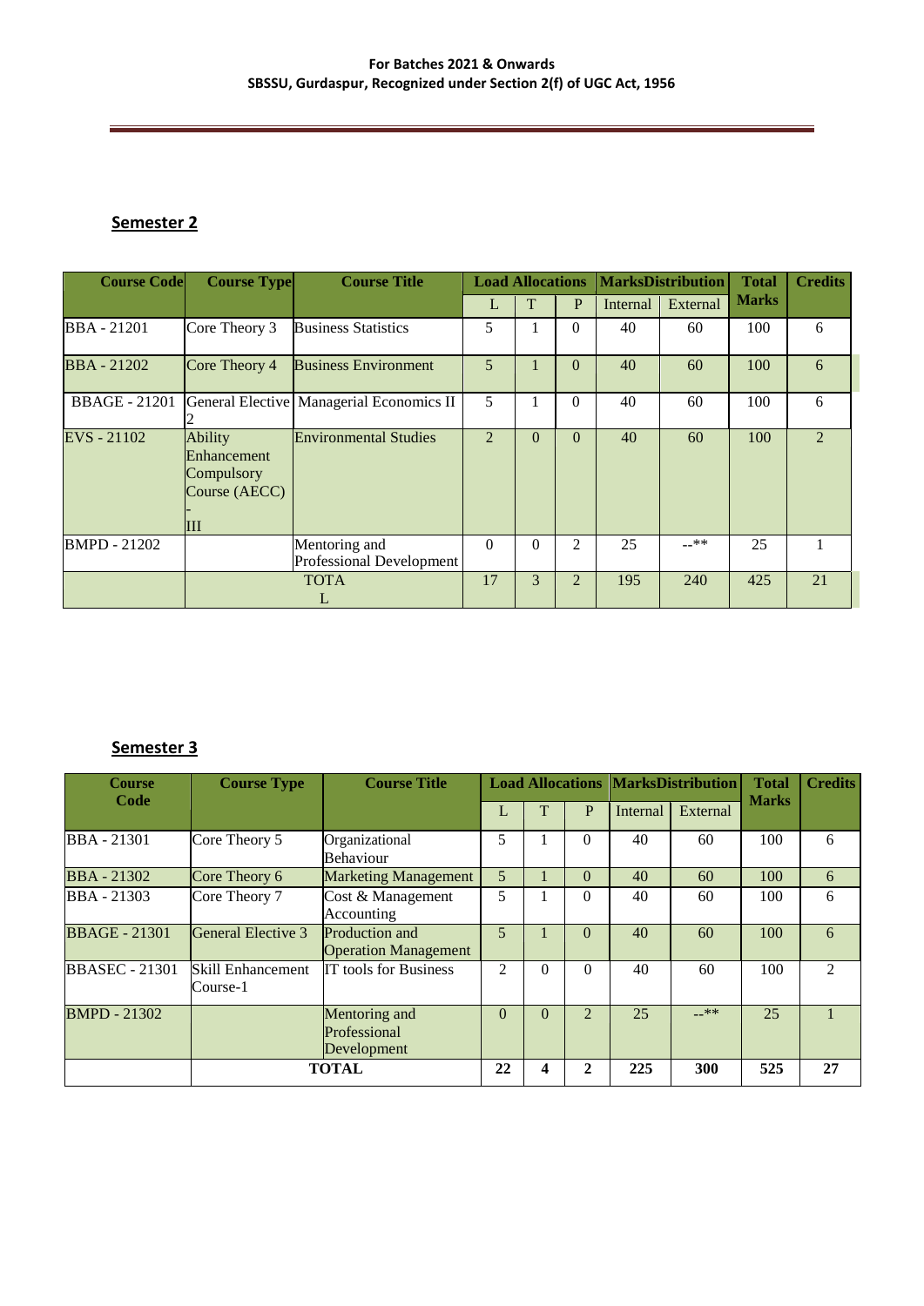## Semester 2

| Course Code | Course Type | Course Title | Load Allocations | | | MarksDistribution | | Total Marks | Credits |
|---|---|---|---|---|---|---|---|---|---|
| | | | L | T | P | Internal | External | | |
| BBA - 21201 | Core Theory 3 | Business Statistics | 5 | 1 | 0 | 40 | 60 | 100 | 6 |
| BBA - 21202 | Core Theory 4 | Business Environment | 5 | 1 | 0 | 40 | 60 | 100 | 6 |
| BBAGE - 21201 | General Elective 2 | Managerial Economics II | 5 | 1 | 0 | 40 | 60 | 100 | 6 |
| EVS - 21102 | Ability Enhancement Compulsory Course (AECC) - III | Environmental Studies | 2 | 0 | 0 | 40 | 60 | 100 | 2 |
| BMPD - 21202 | | Mentoring and Professional Development | 0 | 0 | 2 | 25 | --** | 25 | 1 |
| | TOTAL | | 17 | 3 | 2 | 195 | 240 | 425 | 21 |

## Semester 3

| Course Code | Course Type | Course Title | Load Allocations | | | MarksDistribution | | Total Marks | Credits |
|---|---|---|---|---|---|---|---|---|---|
| | | | L | T | P | Internal | External | | |
| BBA - 21301 | Core Theory 5 | Organizational Behaviour | 5 | 1 | 0 | 40 | 60 | 100 | 6 |
| BBA - 21302 | Core Theory 6 | Marketing Management | 5 | 1 | 0 | 40 | 60 | 100 | 6 |
| BBA - 21303 | Core Theory 7 | Cost & Management Accounting | 5 | 1 | 0 | 40 | 60 | 100 | 6 |
| BBAGE - 21301 | General Elective 3 | Production and Operation Management | 5 | 1 | 0 | 40 | 60 | 100 | 6 |
| BBASEC - 21301 | Skill Enhancement Course-1 | IT tools for Business | 2 | 0 | 0 | 40 | 60 | 100 | 2 |
| BMPD - 21302 | | Mentoring and Professional Development | 0 | 0 | 2 | 25 | --** | 25 | 1 |
| | **TOTAL** | | **22** | **4** | **2** | **225** | **300** | **525** | **27** |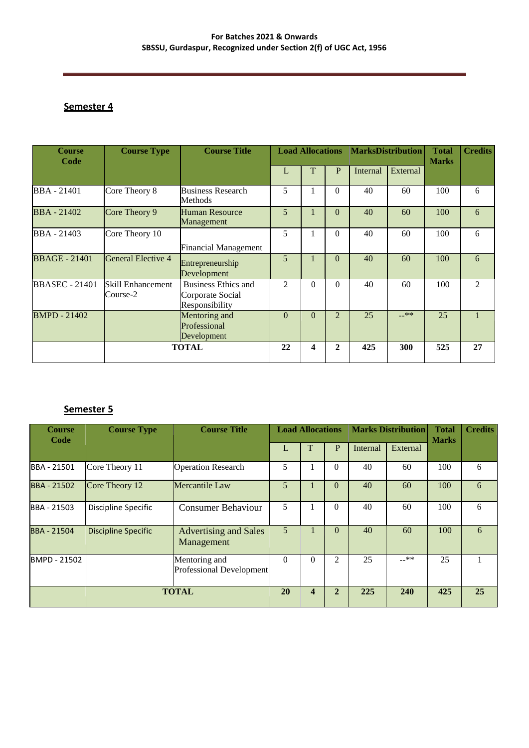## Semester 4

| Course Code | Course Type | Course Title | Load Allocations | | | MarksDistribution | | Total Marks | Credits |
|---|---|---|---|---|---|---|---|---|---|
| | | | L | T | P | Internal | External | | |
| BBA - 21401 | Core Theory 8 | Business Research Methods | 5 | 1 | 0 | 40 | 60 | 100 | 6 |
| BBA - 21402 | Core Theory 9 | Human Resource Management | 5 | 1 | 0 | 40 | 60 | 100 | 6 |
| BBA - 21403 | Core Theory 10 | Financial Management | 5 | 1 | 0 | 40 | 60 | 100 | 6 |
| BBAGE - 21401 | General Elective 4 | Entrepreneurship Development | 5 | 1 | 0 | 40 | 60 | 100 | 6 |
| BBASEC - 21401 | Skill Enhancement Course-2 | Business Ethics and Corporate Social Responsibility | 2 | 0 | 0 | 40 | 60 | 100 | 2 |
| BMPD - 21402 | | Mentoring and Professional Development | 0 | 0 | 2 | 25 | --** | 25 | 1 |
| | **TOTAL** | | **22** | **4** | **2** | **425** | **300** | **525** | **27** |

## Semester 5

| Course Code | Course Type | Course Title | Load Allocations | | | Marks Distribution | | Total Marks | Credits |
|---|---|---|---|---|---|---|---|---|---|
| | | | L | T | P | Internal | External | | |
| BBA - 21501 | Core Theory 11 | Operation Research | 5 | 1 | 0 | 40 | 60 | 100 | 6 |
| BBA - 21502 | Core Theory 12 | Mercantile Law | 5 | 1 | 0 | 40 | 60 | 100 | 6 |
| BBA - 21503 | Discipline Specific | Consumer Behaviour | 5 | 1 | 0 | 40 | 60 | 100 | 6 |
| BBA - 21504 | Discipline Specific | Advertising and Sales Management | 5 | 1 | 0 | 40 | 60 | 100 | 6 |
| BMPD - 21502 | | Mentoring and Professional Development | 0 | 0 | 2 | 25 | --** | 25 | 1 |
| | **TOTAL** | | **20** | **4** | **2** | **225** | **240** | **425** | **25** |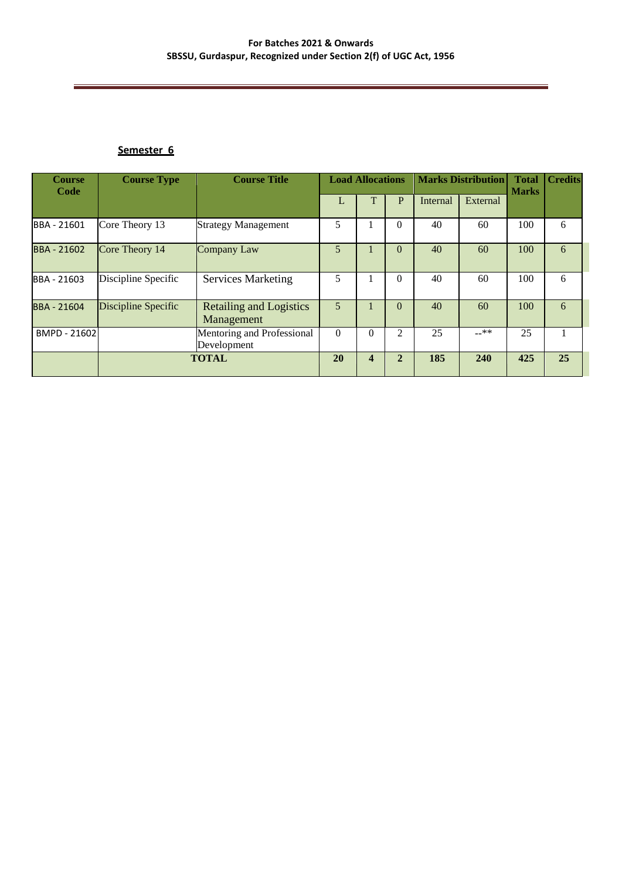**Semester 6**

| Course Code | Course Type | Course Title | Load Allocations | | | Marks Distribution | | Total Marks | Credits |
|---|---|---|---|---|---|---|---|---|---|
| | | | L | T | P | Internal | External | | |
| BBA - 21601 | Core Theory 13 | Strategy Management | 5 | 1 | 0 | 40 | 60 | 100 | 6 |
| BBA - 21602 | Core Theory 14 | Company Law | 5 | 1 | 0 | 40 | 60 | 100 | 6 |
| BBA - 21603 | Discipline Specific | Services Marketing | 5 | 1 | 0 | 40 | 60 | 100 | 6 |
| BBA - 21604 | Discipline Specific | Retailing and Logistics Management | 5 | 1 | 0 | 40 | 60 | 100 | 6 |
| BMPD - 21602 | | Mentoring and Professional Development | 0 | 0 | 2 | 25 | --** | 25 | 1 |
| | TOTAL | | 20 | 4 | 2 | 185 | 240 | 425 | 25 |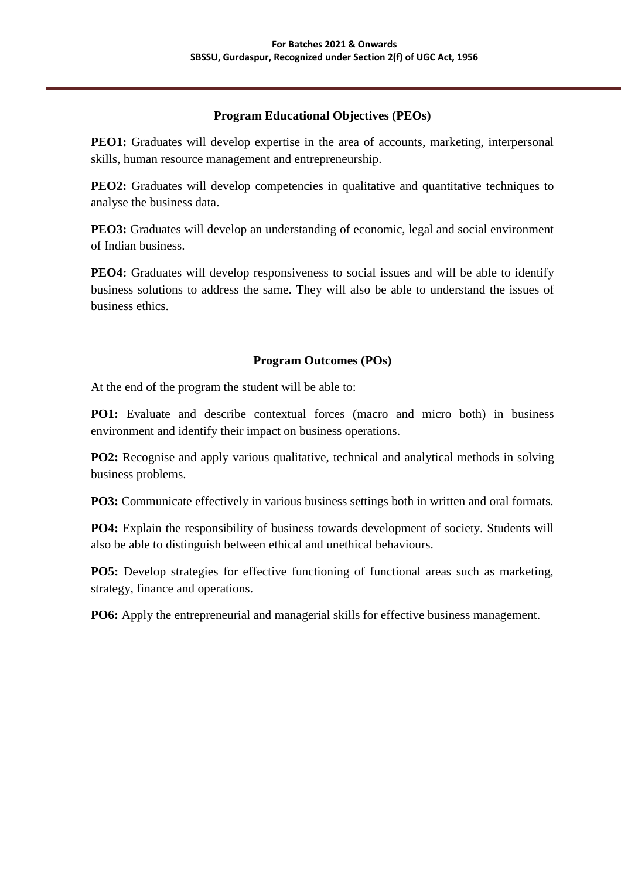## Program Educational Objectives (PEOs)

**PEO1:** Graduates will develop expertise in the area of accounts, marketing, interpersonal skills, human resource management and entrepreneurship.

**PEO2:** Graduates will develop competencies in qualitative and quantitative techniques to analyse the business data.

**PEO3:** Graduates will develop an understanding of economic, legal and social environment of Indian business.

**PEO4:** Graduates will develop responsiveness to social issues and will be able to identify business solutions to address the same. They will also be able to understand the issues of business ethics.

## Program Outcomes (POs)

At the end of the program the student will be able to:

**PO1:** Evaluate and describe contextual forces (macro and micro both) in business environment and identify their impact on business operations.

**PO2:** Recognise and apply various qualitative, technical and analytical methods in solving business problems.

**PO3:** Communicate effectively in various business settings both in written and oral formats.

**PO4:** Explain the responsibility of business towards development of society. Students will also be able to distinguish between ethical and unethical behaviours.

**PO5:** Develop strategies for effective functioning of functional areas such as marketing, strategy, finance and operations.

**PO6:** Apply the entrepreneurial and managerial skills for effective business management.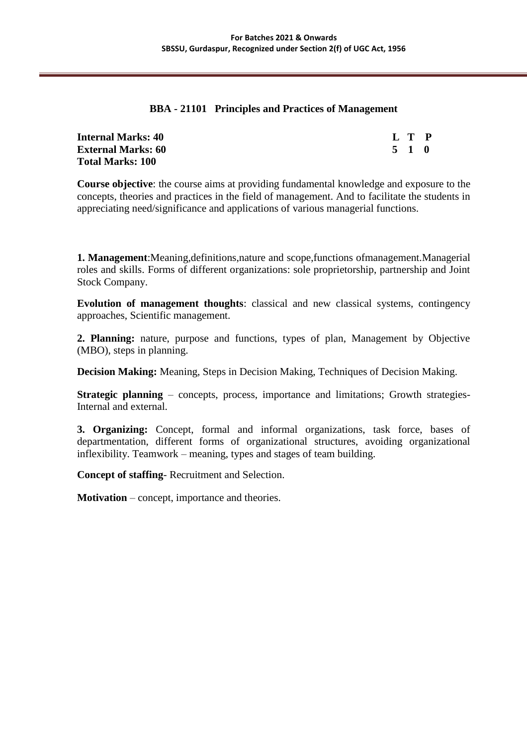## BBA - 21101 Principles and Practices of Management

| **Internal Marks: 40** | **L T P** |
|---|---|
| **External Marks: 60** | **5 1 0** |
| **Total Marks: 100** | |

**Course objective**: the course aims at providing fundamental knowledge and exposure to the concepts, theories and practices in the field of management. And to facilitate the students in appreciating need/significance and applications of various managerial functions.

**1. Management**:Meaning,definitions,nature and scope,functions ofmanagement.Managerial roles and skills. Forms of different organizations: sole proprietorship, partnership and Joint Stock Company.

**Evolution of management thoughts**: classical and new classical systems, contingency approaches, Scientific management.

**2. Planning:** nature, purpose and functions, types of plan, Management by Objective (MBO), steps in planning.

**Decision Making:** Meaning, Steps in Decision Making, Techniques of Decision Making.

**Strategic planning** – concepts, process, importance and limitations; Growth strategies- Internal and external.

**3. Organizing:** Concept, formal and informal organizations, task force, bases of departmentation, different forms of organizational structures, avoiding organizational inflexibility. Teamwork – meaning, types and stages of team building.

**Concept of staffing**- Recruitment and Selection.

**Motivation** – concept, importance and theories.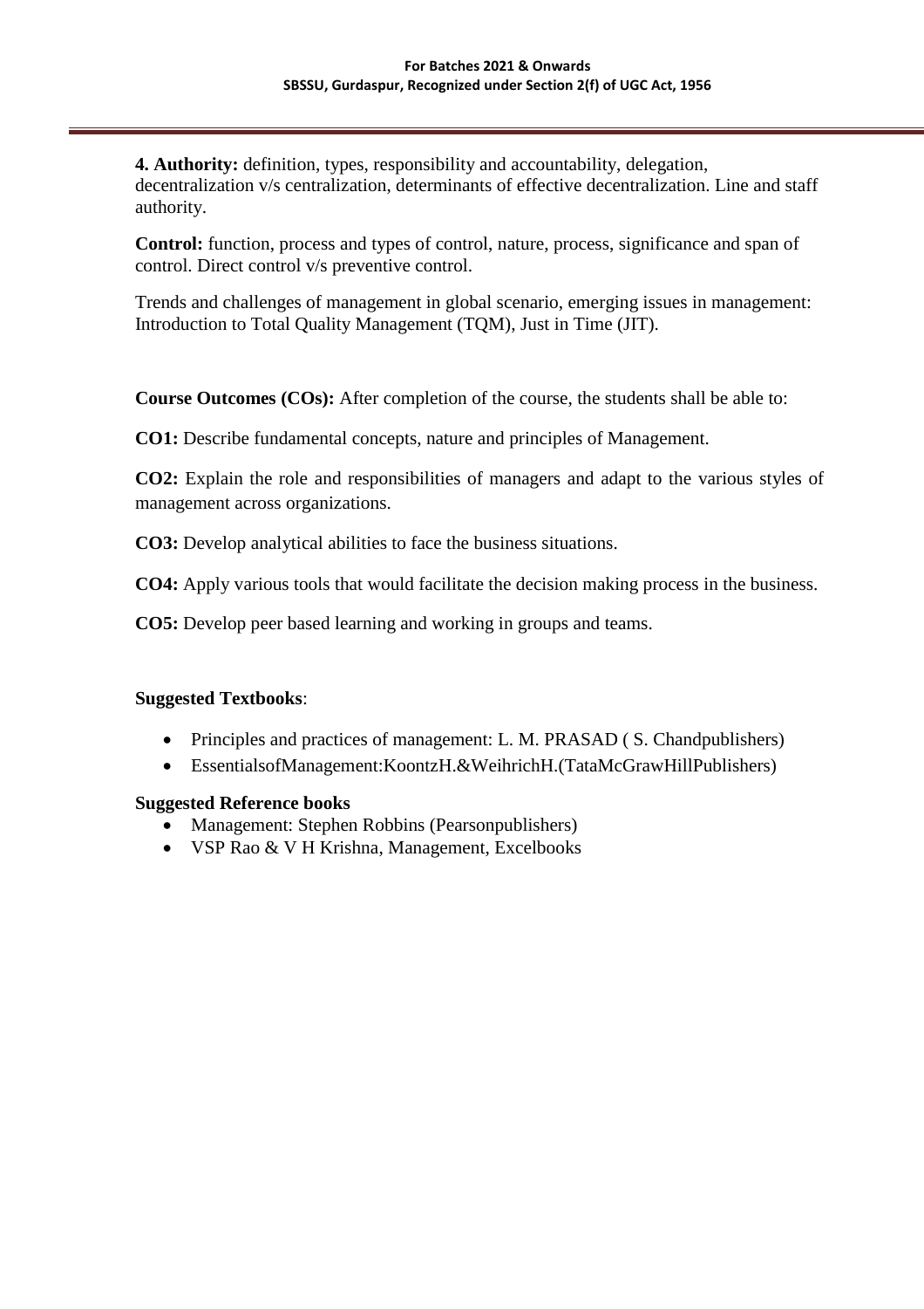**4. Authority:** definition, types, responsibility and accountability, delegation, decentralization v/s centralization, determinants of effective decentralization. Line and staff authority.

**Control:** function, process and types of control, nature, process, significance and span of control. Direct control v/s preventive control.

Trends and challenges of management in global scenario, emerging issues in management: Introduction to Total Quality Management (TQM), Just in Time (JIT).

**Course Outcomes (COs):** After completion of the course, the students shall be able to:

**CO1:** Describe fundamental concepts, nature and principles of Management.

**CO2:** Explain the role and responsibilities of managers and adapt to the various styles of management across organizations.

**CO3:** Develop analytical abilities to face the business situations.

**CO4:** Apply various tools that would facilitate the decision making process in the business.

**CO5:** Develop peer based learning and working in groups and teams.

**Suggested Textbooks**:

- Principles and practices of management: L. M. PRASAD ( S. Chandpublishers)
- EssentialsofManagement:KoontzH.&WeihrichH.(TataMcGrawHillPublishers)

**Suggested Reference books**

- Management: Stephen Robbins (Pearsonpublishers)
- VSP Rao & V H Krishna, Management, Excelbooks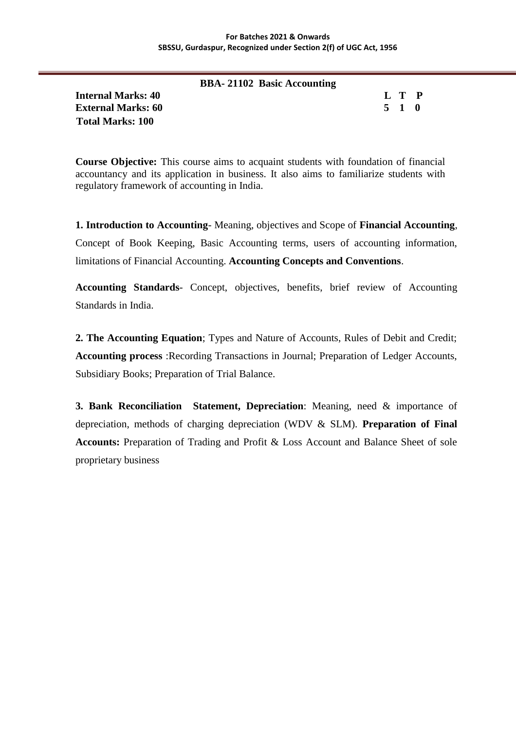## BBA- 21102 Basic Accounting

**Internal Marks: 40**
**External Marks: 60**
**Total Marks: 100**

| L | T | P |
|---|---|---|
| 5 | 1 | 0 |

**Course Objective:** This course aims to acquaint students with foundation of financial accountancy and its application in business. It also aims to familiarize students with regulatory framework of accounting in India.

**1. Introduction to Accounting**- Meaning, objectives and Scope of **Financial Accounting**, Concept of Book Keeping, Basic Accounting terms, users of accounting information, limitations of Financial Accounting. **Accounting Concepts and Conventions**.

**Accounting Standards**- Concept, objectives, benefits, brief review of Accounting Standards in India.

**2. The Accounting Equation**; Types and Nature of Accounts, Rules of Debit and Credit; **Accounting process** :Recording Transactions in Journal; Preparation of Ledger Accounts, Subsidiary Books; Preparation of Trial Balance.

**3. Bank Reconciliation Statement, Depreciation**: Meaning, need & importance of depreciation, methods of charging depreciation (WDV & SLM). **Preparation of Final Accounts:** Preparation of Trading and Profit & Loss Account and Balance Sheet of sole proprietary business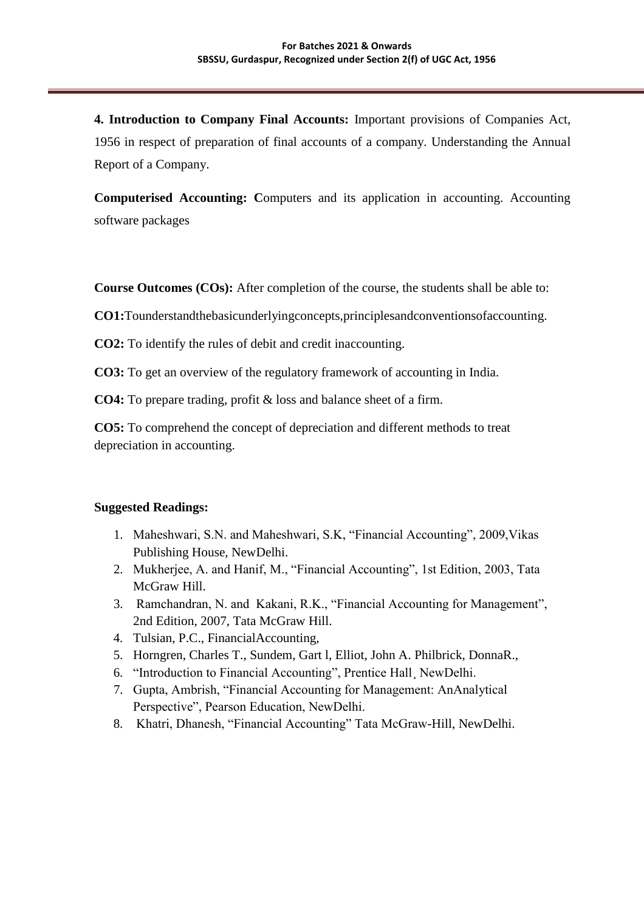**4. Introduction to Company Final Accounts:** Important provisions of Companies Act, 1956 in respect of preparation of final accounts of a company. Understanding the Annual Report of a Company.

**Computerised Accounting: C**omputers and its application in accounting. Accounting software packages

**Course Outcomes (COs):** After completion of the course, the students shall be able to:

**CO1:**Tounderstandthebasicunderlyingconcepts,principlesandconventionsofaccounting.

**CO2:** To identify the rules of debit and credit inaccounting.

**CO3:** To get an overview of the regulatory framework of accounting in India.

**CO4:** To prepare trading, profit & loss and balance sheet of a firm.

**CO5:** To comprehend the concept of depreciation and different methods to treat depreciation in accounting.

**Suggested Readings:**

1. Maheshwari, S.N. and Maheshwari, S.K, "Financial Accounting", 2009,Vikas Publishing House, NewDelhi.
2. Mukherjee, A. and Hanif, M., "Financial Accounting", 1st Edition, 2003, Tata McGraw Hill.
3. Ramchandran, N. and Kakani, R.K., "Financial Accounting for Management", 2nd Edition, 2007, Tata McGraw Hill.
4. Tulsian, P.C., FinancialAccounting,
5. Horngren, Charles T., Sundem, Gart l, Elliot, John A. Philbrick, DonnaR.,
6. "Introduction to Financial Accounting", Prentice Hall¸ NewDelhi.
7. Gupta, Ambrish, "Financial Accounting for Management: AnAnalytical Perspective", Pearson Education, NewDelhi.
8. Khatri, Dhanesh, "Financial Accounting" Tata McGraw-Hill, NewDelhi.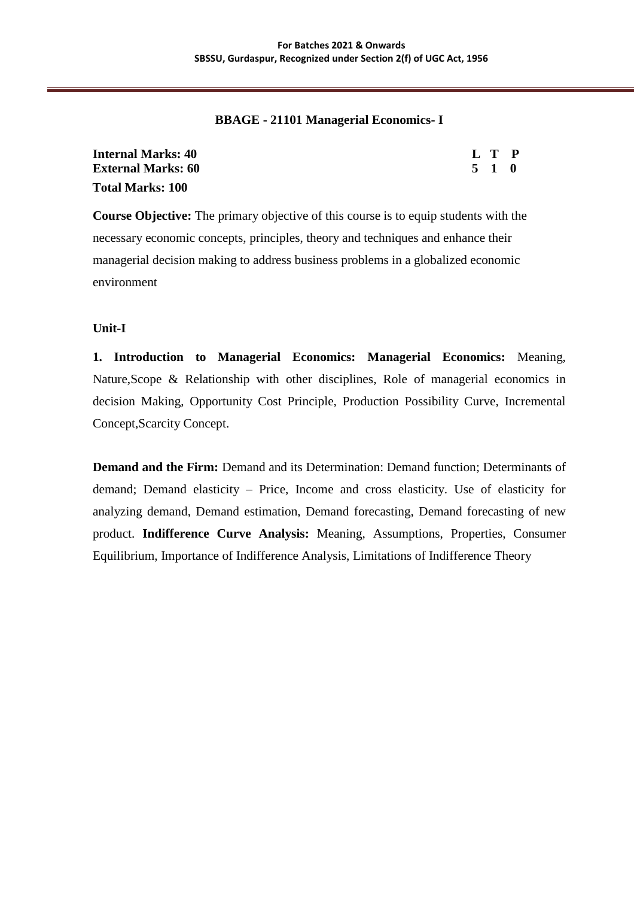## BBAGE - 21101 Managerial Economics- I

| | |
|---|---|
| **Internal Marks: 40** | **L T P** |
| **External Marks: 60** | **5 1 0** |
| **Total Marks: 100** | |

**Course Objective:** The primary objective of this course is to equip students with the necessary economic concepts, principles, theory and techniques and enhance their managerial decision making to address business problems in a globalized economic environment

### Unit-I

**1. Introduction to Managerial Economics: Managerial Economics:** Meaning, Nature,Scope & Relationship with other disciplines, Role of managerial economics in decision Making, Opportunity Cost Principle, Production Possibility Curve, Incremental Concept,Scarcity Concept.

**Demand and the Firm:** Demand and its Determination: Demand function; Determinants of demand; Demand elasticity – Price, Income and cross elasticity. Use of elasticity for analyzing demand, Demand estimation, Demand forecasting, Demand forecasting of new product. **Indifference Curve Analysis:** Meaning, Assumptions, Properties, Consumer Equilibrium, Importance of Indifference Analysis, Limitations of Indifference Theory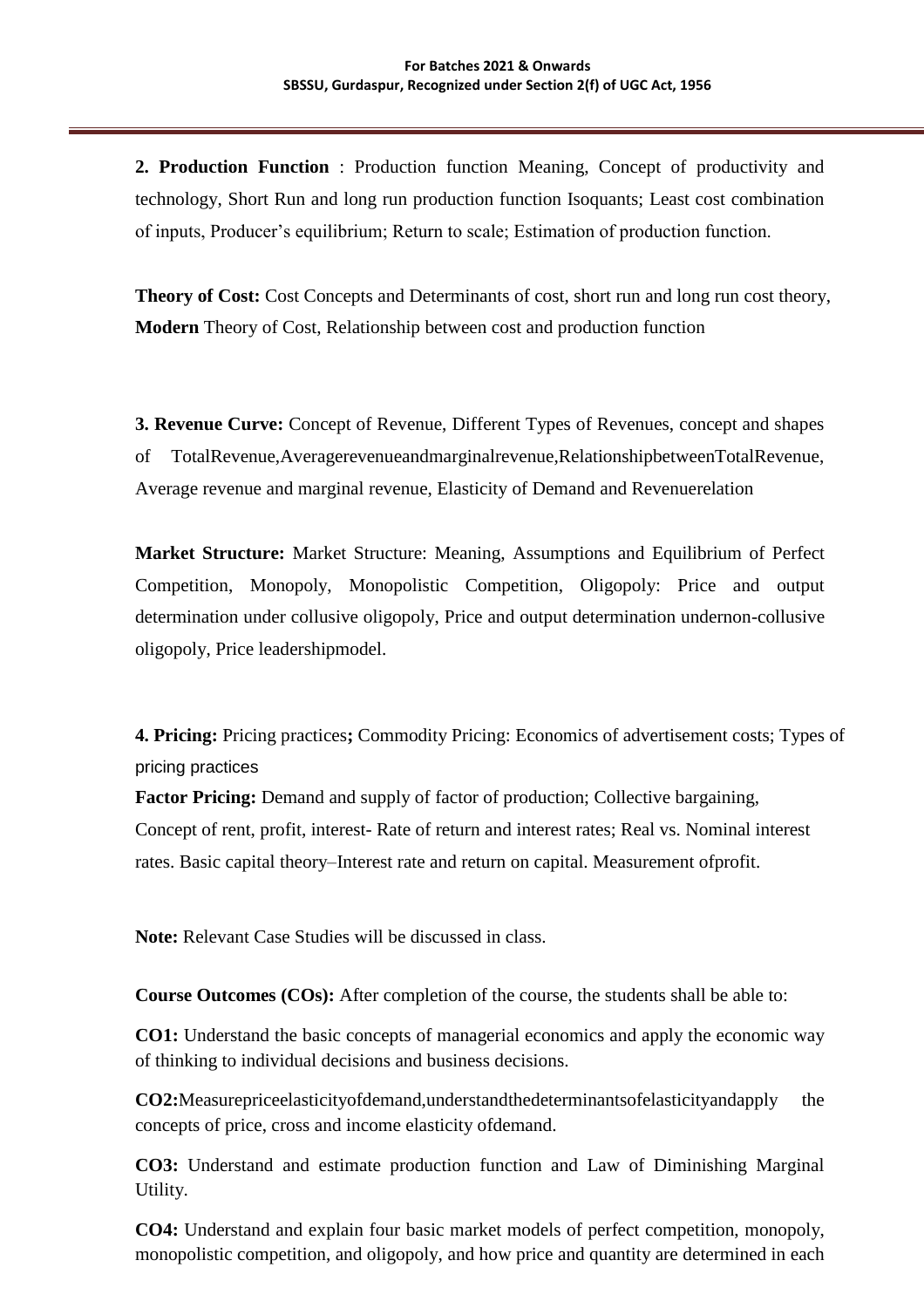**2. Production Function** : Production function Meaning, Concept of productivity and technology, Short Run and long run production function Isoquants; Least cost combination of inputs, Producer's equilibrium; Return to scale; Estimation of production function.

**Theory of Cost:** Cost Concepts and Determinants of cost, short run and long run cost theory, **Modern** Theory of Cost, Relationship between cost and production function

**3. Revenue Curve:** Concept of Revenue, Different Types of Revenues, concept and shapes of TotalRevenue,Averagerevenueandmarginalrevenue,RelationshipbetweenTotalRevenue, Average revenue and marginal revenue, Elasticity of Demand and Revenuerelation

**Market Structure:** Market Structure: Meaning, Assumptions and Equilibrium of Perfect Competition, Monopoly, Monopolistic Competition, Oligopoly: Price and output determination under collusive oligopoly, Price and output determination undernon-collusive oligopoly, Price leadershipmodel.

**4. Pricing:** Pricing practices**;** Commodity Pricing: Economics of advertisement costs; Types of pricing practices

**Factor Pricing:** Demand and supply of factor of production; Collective bargaining, Concept of rent, profit, interest- Rate of return and interest rates; Real vs. Nominal interest rates. Basic capital theory–Interest rate and return on capital. Measurement ofprofit.

**Note:** Relevant Case Studies will be discussed in class.

**Course Outcomes (COs):** After completion of the course, the students shall be able to:

**CO1:** Understand the basic concepts of managerial economics and apply the economic way of thinking to individual decisions and business decisions.

**CO2:**Measurepriceelasticityofdemand,understandthedeterminantsofelasticityandapply the concepts of price, cross and income elasticity ofdemand.

**CO3:** Understand and estimate production function and Law of Diminishing Marginal Utility.

**CO4:** Understand and explain four basic market models of perfect competition, monopoly, monopolistic competition, and oligopoly, and how price and quantity are determined in each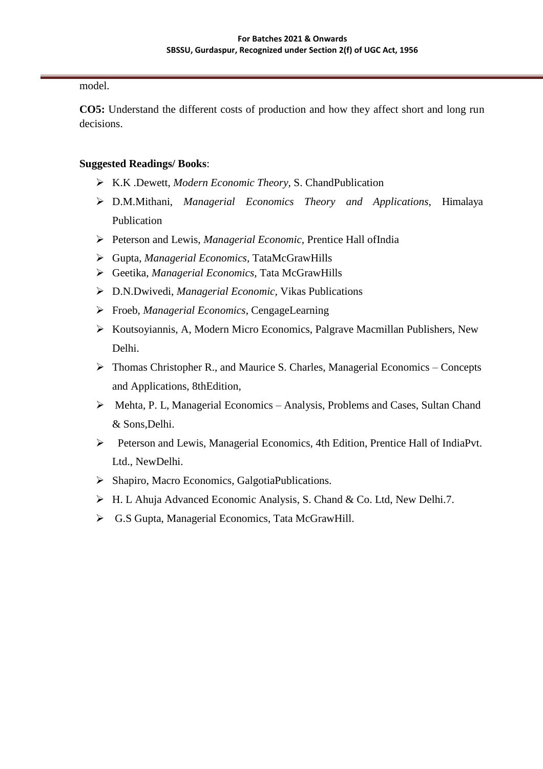model.

**CO5:** Understand the different costs of production and how they affect short and long run decisions.

**Suggested Readings/ Books**:

- K.K .Dewett, *Modern Economic Theory*, S. ChandPublication
- D.M.Mithani, *Managerial Economics Theory and Applications*, Himalaya Publication
- Peterson and Lewis, *Managerial Economic*, Prentice Hall ofIndia
- Gupta, *Managerial Economics*, TataMcGrawHills
- Geetika, *Managerial Economics*, Tata McGrawHills
- D.N.Dwivedi, *Managerial Economic*, Vikas Publications
- Froeb, *Managerial Economics*, CengageLearning
- Koutsoyiannis, A, Modern Micro Economics, Palgrave Macmillan Publishers, New Delhi.
- Thomas Christopher R., and Maurice S. Charles, Managerial Economics – Concepts and Applications, 8thEdition,
- Mehta, P. L, Managerial Economics – Analysis, Problems and Cases, Sultan Chand & Sons,Delhi.
- Peterson and Lewis, Managerial Economics, 4th Edition, Prentice Hall of IndiaPvt. Ltd., NewDelhi.
- Shapiro, Macro Economics, GalgotiaPublications.
- H. L Ahuja Advanced Economic Analysis, S. Chand & Co. Ltd, New Delhi.7.
- G.S Gupta, Managerial Economics, Tata McGrawHill.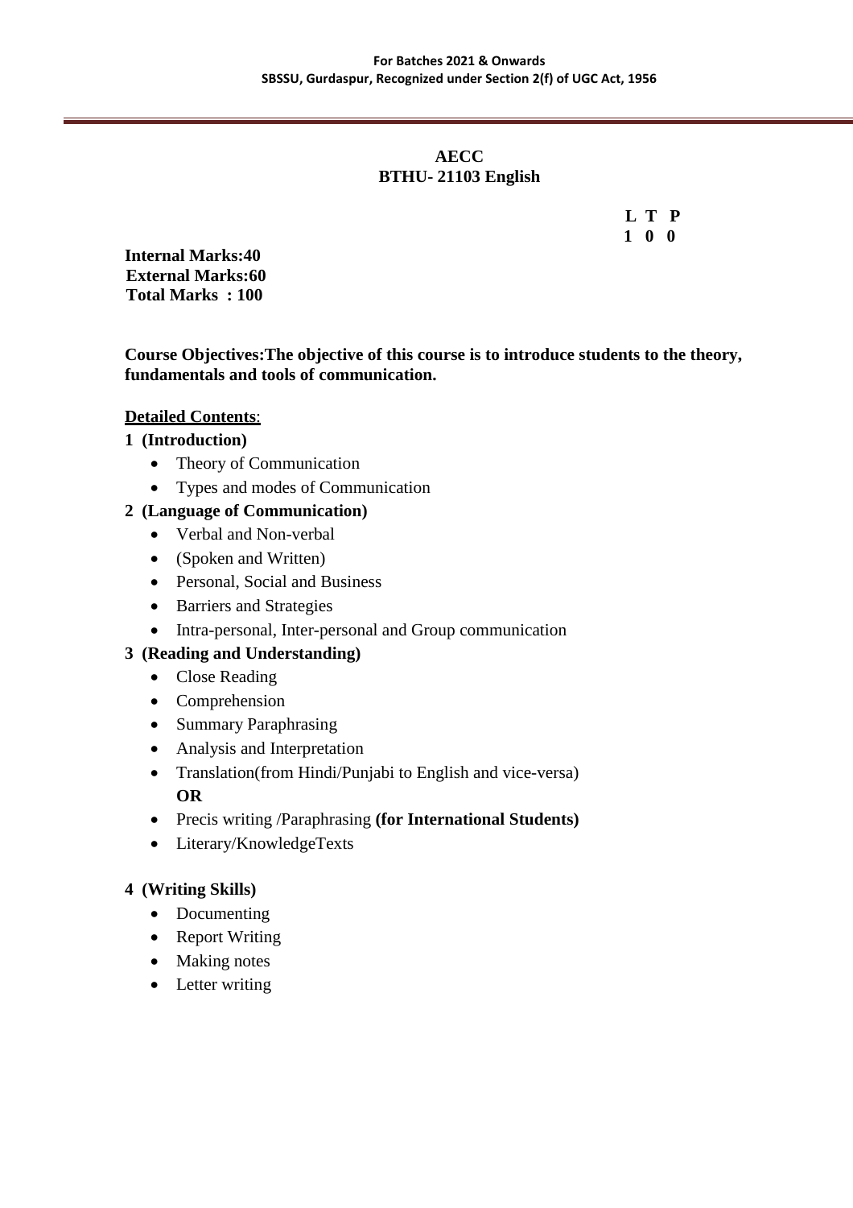**AECC**

**BTHU- 21103 English**

| L | T | P |
|---|---|---|
| 1 | 0 | 0 |

**Internal Marks:40**
**External Marks:60**
**Total Marks : 100**

**Course Objectives:The objective of this course is to introduce students to the theory, fundamentals and tools of communication.**

**Detailed Contents**:

**1 (Introduction)**

- Theory of Communication
- Types and modes of Communication

**2 (Language of Communication)**

- Verbal and Non-verbal
- (Spoken and Written)
- Personal, Social and Business
- Barriers and Strategies
- Intra-personal, Inter-personal and Group communication

**3 (Reading and Understanding)**

- Close Reading
- Comprehension
- Summary Paraphrasing
- Analysis and Interpretation
- Translation(from Hindi/Punjabi to English and vice-versa)
  **OR**
- Precis writing /Paraphrasing **(for International Students)**
- Literary/KnowledgeTexts

**4 (Writing Skills)**

- Documenting
- Report Writing
- Making notes
- Letter writing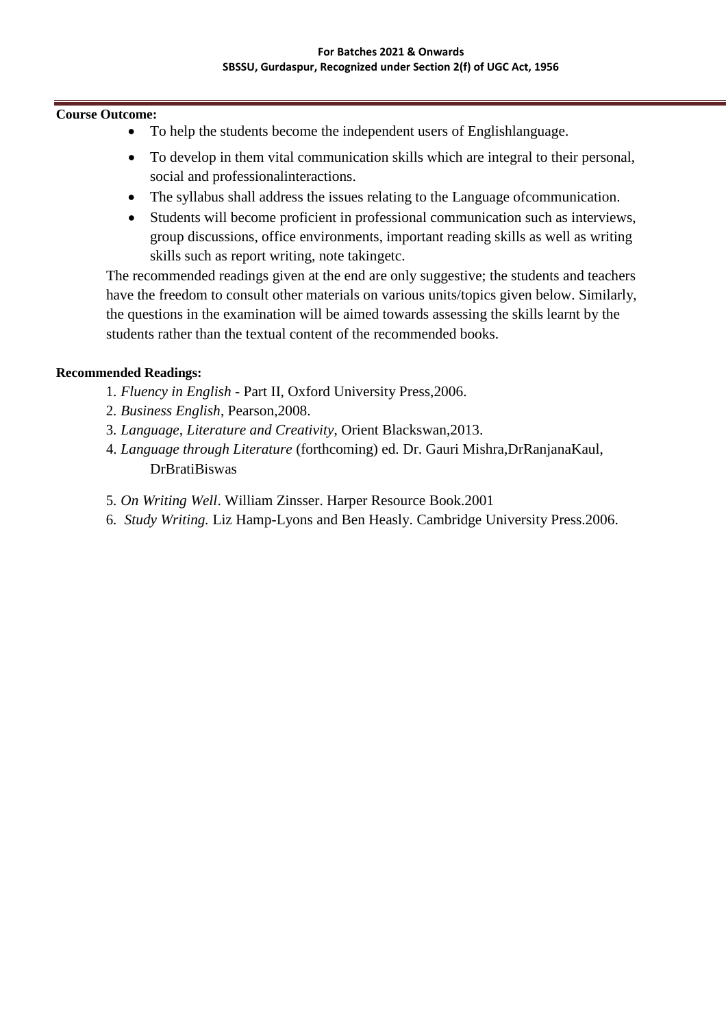**Course Outcome:**

- To help the students become the independent users of Englishlanguage.
- To develop in them vital communication skills which are integral to their personal, social and professionalinteractions.
- The syllabus shall address the issues relating to the Language ofcommunication.
- Students will become proficient in professional communication such as interviews, group discussions, office environments, important reading skills as well as writing skills such as report writing, note takingetc.

The recommended readings given at the end are only suggestive; the students and teachers have the freedom to consult other materials on various units/topics given below. Similarly, the questions in the examination will be aimed towards assessing the skills learnt by the students rather than the textual content of the recommended books.

**Recommended Readings:**

1. *Fluency in English* - Part II, Oxford University Press,2006.
2. *Business English*, Pearson,2008.
3. *Language, Literature and Creativity*, Orient Blackswan,2013.
4. *Language through Literature* (forthcoming) ed. Dr. Gauri Mishra,DrRanjanaKaul, DrBratiBiswas
5. *On Writing Well*. William Zinsser. Harper Resource Book.2001
6. *Study Writing.* Liz Hamp-Lyons and Ben Heasly. Cambridge University Press.2006.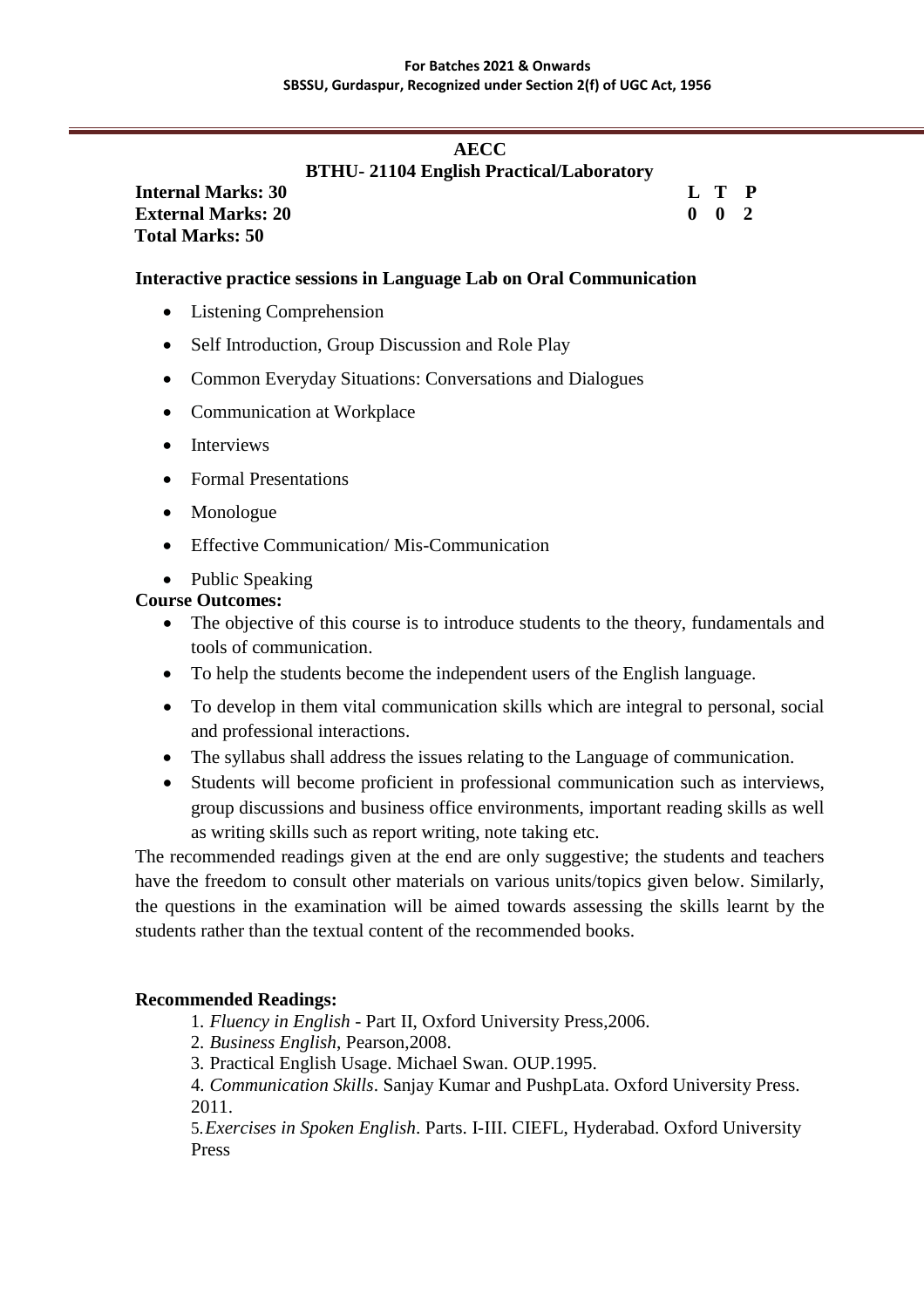## AECC

### BTHU- 21104 English Practical/Laboratory

**Internal Marks: 30** **L T P**
**External Marks: 20** **0 0 2**
**Total Marks: 50**

**Interactive practice sessions in Language Lab on Oral Communication**

- Listening Comprehension
- Self Introduction, Group Discussion and Role Play
- Common Everyday Situations: Conversations and Dialogues
- Communication at Workplace
- Interviews
- Formal Presentations
- Monologue
- Effective Communication/ Mis-Communication
- Public Speaking

**Course Outcomes:**

- The objective of this course is to introduce students to the theory, fundamentals and tools of communication.
- To help the students become the independent users of the English language.
- To develop in them vital communication skills which are integral to personal, social and professional interactions.
- The syllabus shall address the issues relating to the Language of communication.
- Students will become proficient in professional communication such as interviews, group discussions and business office environments, important reading skills as well as writing skills such as report writing, note taking etc.

The recommended readings given at the end are only suggestive; the students and teachers have the freedom to consult other materials on various units/topics given below. Similarly, the questions in the examination will be aimed towards assessing the skills learnt by the students rather than the textual content of the recommended books.

**Recommended Readings:**

1. *Fluency in English* - Part II, Oxford University Press,2006.
2. *Business English*, Pearson,2008.
3. Practical English Usage. Michael Swan. OUP.1995.
4. *Communication Skills*. Sanjay Kumar and PushpLata. Oxford University Press. 2011.
5. *Exercises in Spoken English*. Parts. I-III. CIEFL, Hyderabad. Oxford University Press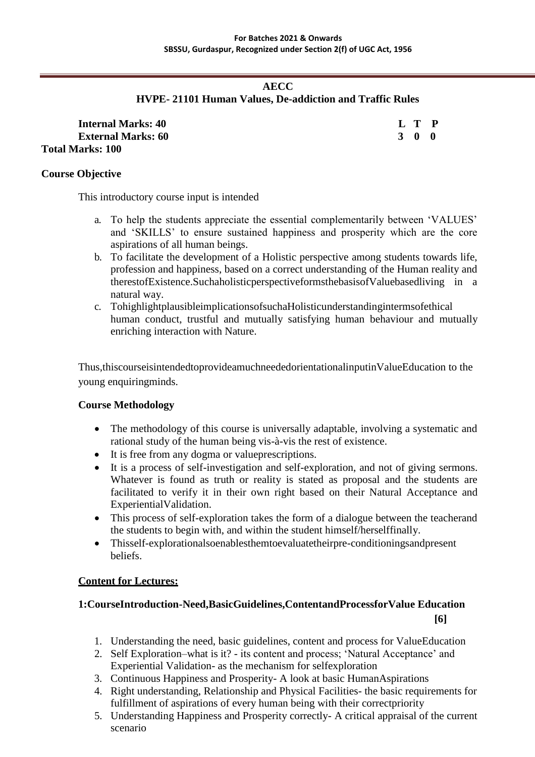## AECC

## HVPE- 21101 Human Values, De-addiction and Traffic Rules

**Internal Marks: 40** **L T P**
**External Marks: 60** **3 0 0**
**Total Marks: 100**

**Course Objective**

This introductory course input is intended

a. To help the students appreciate the essential complementarily between 'VALUES' and 'SKILLS' to ensure sustained happiness and prosperity which are the core aspirations of all human beings.
b. To facilitate the development of a Holistic perspective among students towards life, profession and happiness, based on a correct understanding of the Human reality and therestofExistence.SuchaholisticperspectiveformsthebasisofValuebasedliving in a natural way.
c. TohighlightplausibleimplicationsofsuchaHolisticunderstandingintermsofethical human conduct, trustful and mutually satisfying human behaviour and mutually enriching interaction with Nature.

Thus,thiscourseisintendedtoprovideamuchneededorientationalinputinValueEducation to the young enquiringminds.

**Course Methodology**

- The methodology of this course is universally adaptable, involving a systematic and rational study of the human being vis-à-vis the rest of existence.
- It is free from any dogma or valueprescriptions.
- It is a process of self-investigation and self-exploration, and not of giving sermons. Whatever is found as truth or reality is stated as proposal and the students are facilitated to verify it in their own right based on their Natural Acceptance and ExperientialValidation.
- This process of self-exploration takes the form of a dialogue between the teacherand the students to begin with, and within the student himself/herselffinally.
- Thisself-explorationalsoenablesthemtoevaluatetheirpre-conditioningsandpresent beliefs.

**Content for Lectures:**

**1:CourseIntroduction-Need,BasicGuidelines,ContentandProcessforValue Education** **[6]**

1. Understanding the need, basic guidelines, content and process for ValueEducation
2. Self Exploration–what is it? - its content and process; 'Natural Acceptance' and Experiential Validation- as the mechanism for selfexploration
3. Continuous Happiness and Prosperity- A look at basic HumanAspirations
4. Right understanding, Relationship and Physical Facilities- the basic requirements for fulfillment of aspirations of every human being with their correctpriority
5. Understanding Happiness and Prosperity correctly- A critical appraisal of the current scenario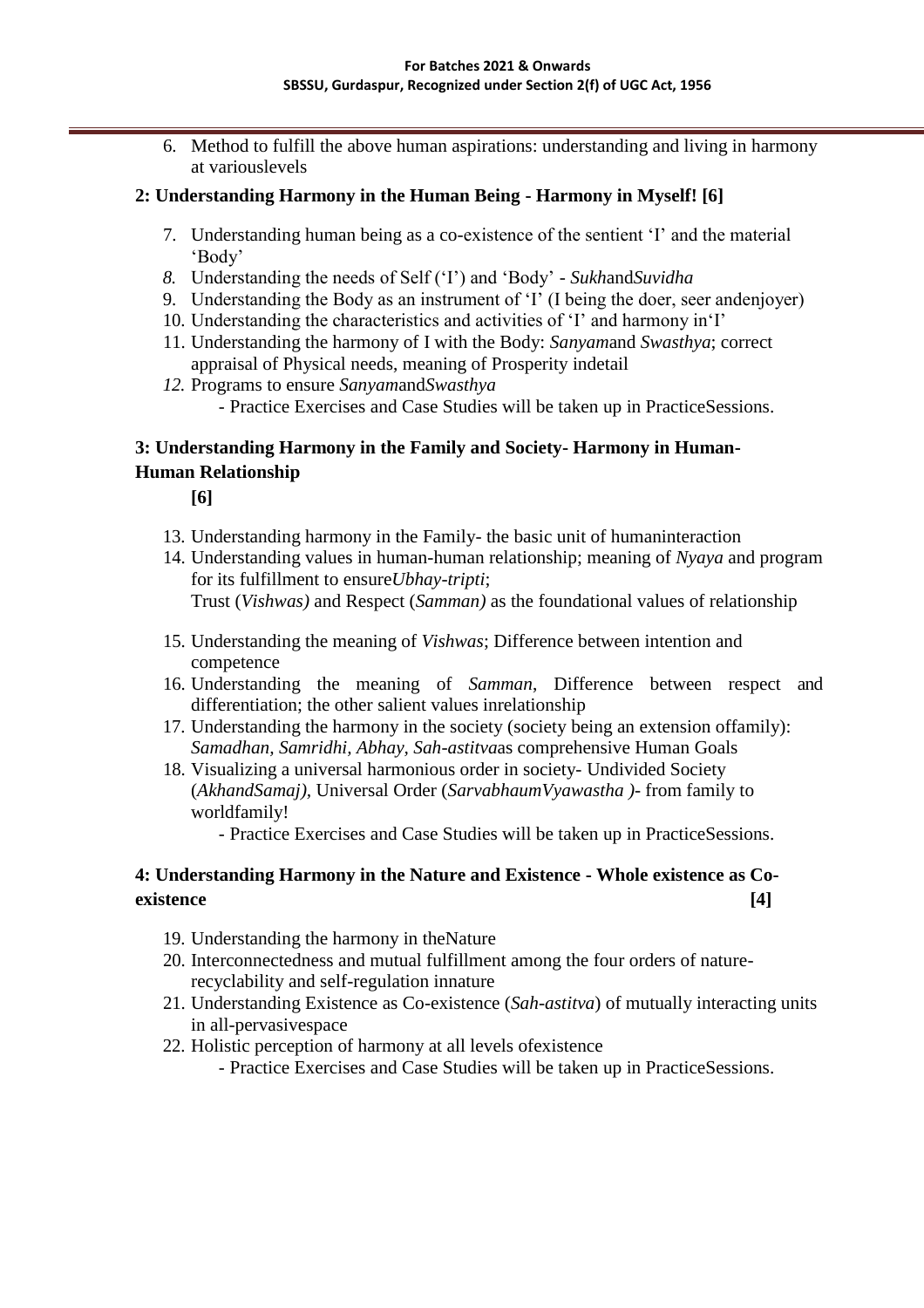6. Method to fulfill the above human aspirations: understanding and living in harmony at variouslevels

**2: Understanding Harmony in the Human Being - Harmony in Myself! [6]**

7. Understanding human being as a co-existence of the sentient 'I' and the material 'Body'
8. Understanding the needs of Self ('I') and 'Body' - *Sukh*and*Suvidha*
9. Understanding the Body as an instrument of 'I' (I being the doer, seer andenjoyer)
10. Understanding the characteristics and activities of 'I' and harmony in'I'
11. Understanding the harmony of I with the Body: *Sanyam*and *Swasthya*; correct appraisal of Physical needs, meaning of Prosperity indetail
12. Programs to ensure *Sanyam*and*Swasthya*
    - Practice Exercises and Case Studies will be taken up in PracticeSessions.

**3: Understanding Harmony in the Family and Society- Harmony in Human-Human Relationship**
**[6]**

13. Understanding harmony in the Family- the basic unit of humaninteraction
14. Understanding values in human-human relationship; meaning of *Nyaya* and program for its fulfillment to ensure*Ubhay-tripti*;
    Trust (*Vishwas)* and Respect (*Samman)* as the foundational values of relationship
15. Understanding the meaning of *Vishwas*; Difference between intention and competence
16. Understanding the meaning of *Samman*, Difference between respect and differentiation; the other salient values inrelationship
17. Understanding the harmony in the society (society being an extension offamily): *Samadhan, Samridhi, Abhay, Sah-astitva*as comprehensive Human Goals
18. Visualizing a universal harmonious order in society- Undivided Society (*AkhandSamaj),* Universal Order (*SarvabhaumVyawastha )*- from family to worldfamily!
    - Practice Exercises and Case Studies will be taken up in PracticeSessions.

**4: Understanding Harmony in the Nature and Existence - Whole existence as Co-existence [4]**

19. Understanding the harmony in theNature
20. Interconnectedness and mutual fulfillment among the four orders of nature-recyclability and self-regulation innature
21. Understanding Existence as Co-existence (*Sah-astitva*) of mutually interacting units in all-pervasivespace
22. Holistic perception of harmony at all levels ofexistence
    - Practice Exercises and Case Studies will be taken up in PracticeSessions.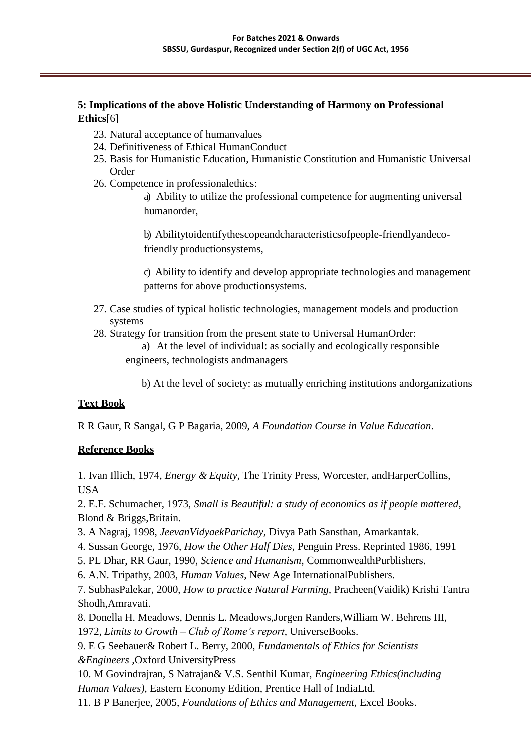**5: Implications of the above Holistic Understanding of Harmony on Professional Ethics**[6]

23. Natural acceptance of humanvalues
24. Definitiveness of Ethical HumanConduct
25. Basis for Humanistic Education, Humanistic Constitution and Humanistic Universal Order
26. Competence in professionalethics:

    a) Ability to utilize the professional competence for augmenting universal humanorder,

    b) Abilitytoidentifythescopeandcharacteristicsofpeople-friendlyandeco-friendly productionsystems,

    c) Ability to identify and develop appropriate technologies and management patterns for above productionsystems.

27. Case studies of typical holistic technologies, management models and production systems
28. Strategy for transition from the present state to Universal HumanOrder:

    a) At the level of individual: as socially and ecologically responsible engineers, technologists andmanagers

    b) At the level of society: as mutually enriching institutions andorganizations

**Text Book**

R R Gaur, R Sangal, G P Bagaria, 2009, *A Foundation Course in Value Education*.

**Reference Books**

1. Ivan Illich, 1974, *Energy & Equity*, The Trinity Press, Worcester, andHarperCollins, USA
2. E.F. Schumacher, 1973, *Small is Beautiful: a study of economics as if people mattered*, Blond & Briggs,Britain.
3. A Nagraj, 1998, *JeevanVidyaekParichay*, Divya Path Sansthan, Amarkantak.
4. Sussan George, 1976, *How the Other Half Dies*, Penguin Press. Reprinted 1986, 1991
5. PL Dhar, RR Gaur, 1990, *Science and Humanism*, CommonwealthPurblishers.
6. A.N. Tripathy, 2003, *Human Values*, New Age InternationalPublishers.
7. SubhasPalekar, 2000, *How to practice Natural Farming*, Pracheen(Vaidik) Krishi Tantra Shodh,Amravati.
8. Donella H. Meadows, Dennis L. Meadows,Jorgen Randers,William W. Behrens III, 1972, *Limits to Growth – Club of Rome's report*, UniverseBooks.
9. E G Seebauer& Robert L. Berry, 2000, *Fundamentals of Ethics for Scientists &Engineers* ,Oxford UniversityPress
10. M Govindrajran, S Natrajan& V.S. Senthil Kumar, *Engineering Ethics(including Human Values)*, Eastern Economy Edition, Prentice Hall of IndiaLtd.
11. B P Banerjee, 2005, *Foundations of Ethics and Management*, Excel Books.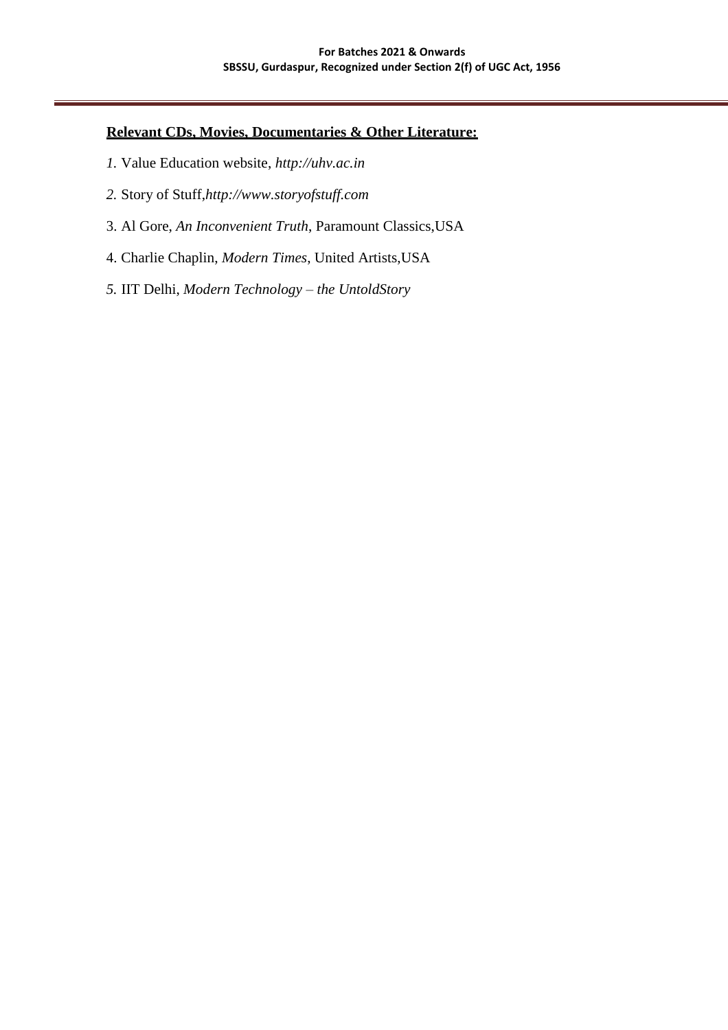**Relevant CDs, Movies, Documentaries & Other Literature:**

1. Value Education website, *http://uhv.ac.in*
2. Story of Stuff,*http://www.storyofstuff.com*
3. Al Gore, *An Inconvenient Truth*, Paramount Classics,USA
4. Charlie Chaplin, *Modern Times*, United Artists,USA
5. IIT Delhi, *Modern Technology – the UntoldStory*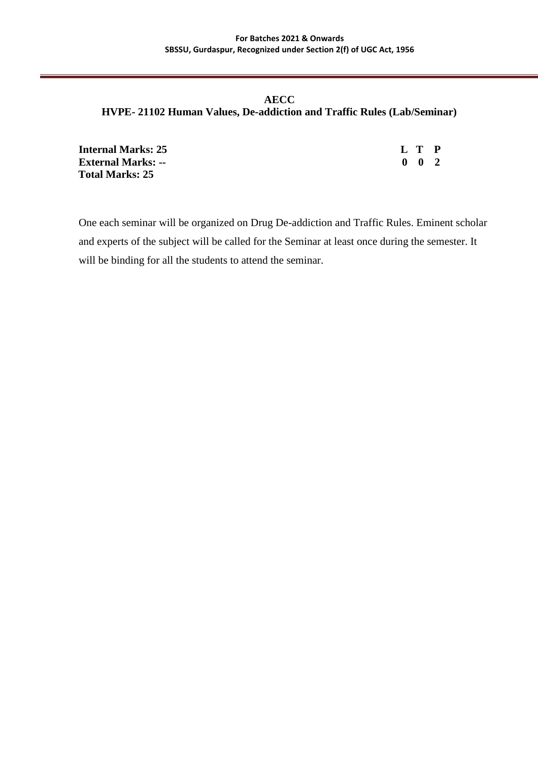## AECC

## HVPE- 21102 Human Values, De-addiction and Traffic Rules (Lab/Seminar)

**Internal Marks: 25**
**External Marks: --**
**Total Marks: 25**

| L | T | P |
|---|---|---|
| 0 | 0 | 2 |

One each seminar will be organized on Drug De-addiction and Traffic Rules. Eminent scholar and experts of the subject will be called for the Seminar at least once during the semester. It will be binding for all the students to attend the seminar.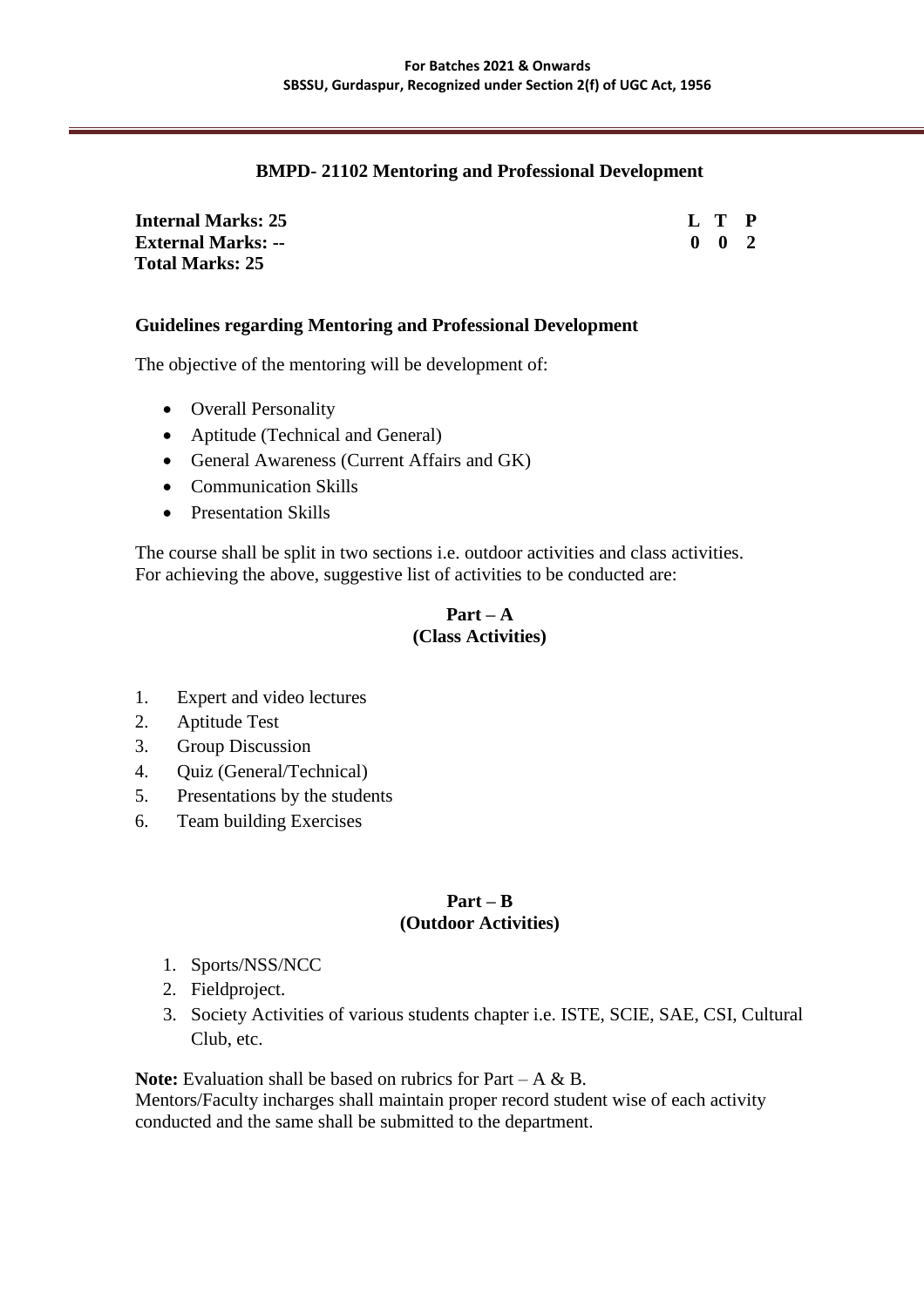## BMPD- 21102 Mentoring and Professional Development

| **Internal Marks: 25** | **L** | **T** | **P** |
|---|---|---|---|
| **External Marks: --** | **0** | **0** | **2** |
| **Total Marks: 25** | | | |

### Guidelines regarding Mentoring and Professional Development

The objective of the mentoring will be development of:

- Overall Personality
- Aptitude (Technical and General)
- General Awareness (Current Affairs and GK)
- Communication Skills
- Presentation Skills

The course shall be split in two sections i.e. outdoor activities and class activities.
For achieving the above, suggestive list of activities to be conducted are:

**Part – A**
**(Class Activities)**

1. Expert and video lectures
2. Aptitude Test
3. Group Discussion
4. Quiz (General/Technical)
5. Presentations by the students
6. Team building Exercises

**Part – B**
**(Outdoor Activities)**

1. Sports/NSS/NCC
2. Fieldproject.
3. Society Activities of various students chapter i.e. ISTE, SCIE, SAE, CSI, Cultural Club, etc.

**Note:** Evaluation shall be based on rubrics for Part – A & B.
Mentors/Faculty incharges shall maintain proper record student wise of each activity conducted and the same shall be submitted to the department.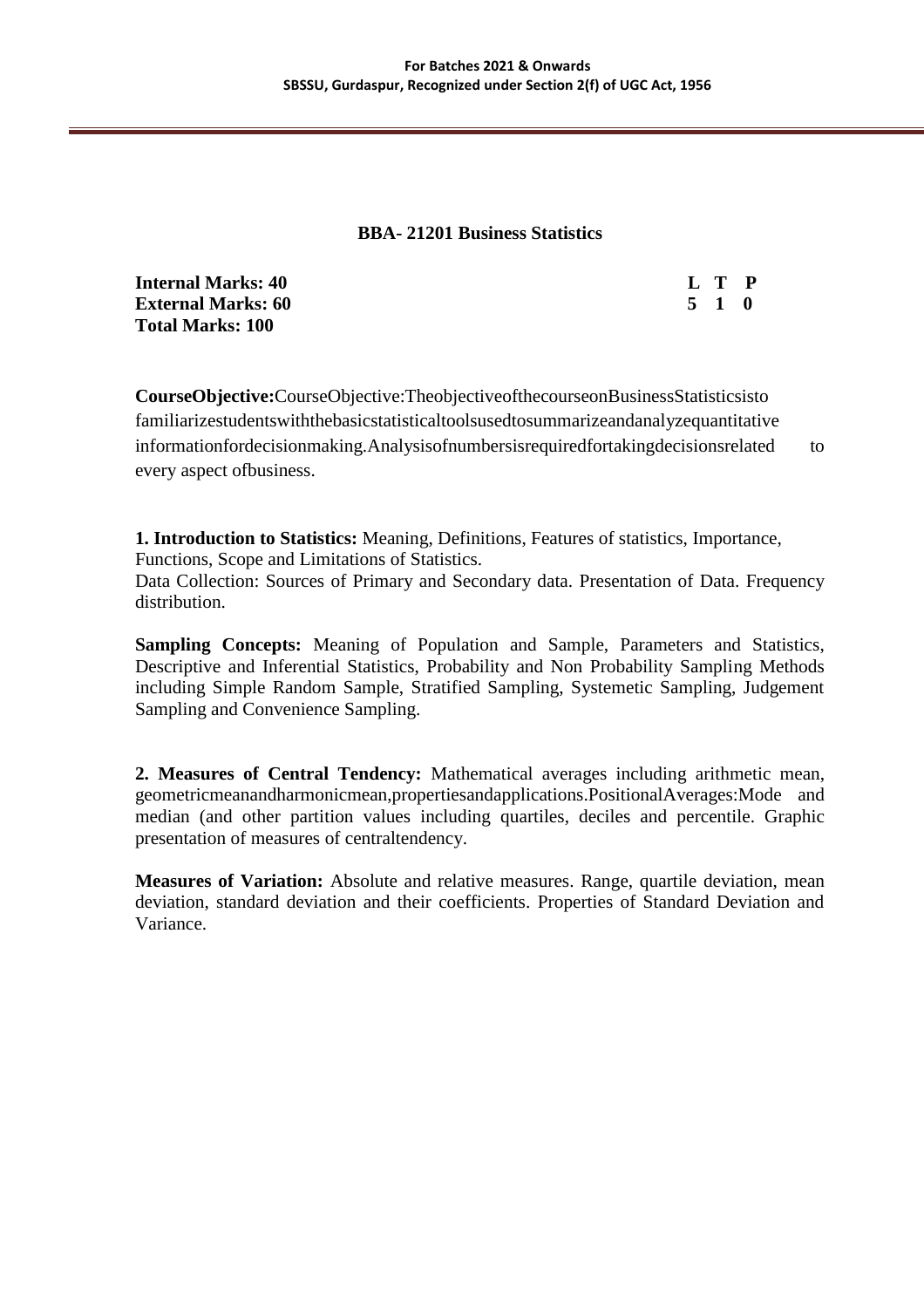## BBA- 21201 Business Statistics

**Internal Marks: 40**
**External Marks: 60**
**Total Marks: 100**

| L | T | P |
|---|---|---|
| 5 | 1 | 0 |

**CourseObjective:**CourseObjective:TheobjectiveofthecourseonBusinessStatisticsisto familiarizestudentswiththebasicstatisticaltoolsusedtosummarizeandanalyzequantitative informationfordecisionmaking.Analysisofnumbersisrequiredfortakingdecisionsrelated to every aspect ofbusiness.

**1. Introduction to Statistics:** Meaning, Definitions, Features of statistics, Importance, Functions, Scope and Limitations of Statistics.
Data Collection: Sources of Primary and Secondary data. Presentation of Data. Frequency distribution.

**Sampling Concepts:** Meaning of Population and Sample, Parameters and Statistics, Descriptive and Inferential Statistics, Probability and Non Probability Sampling Methods including Simple Random Sample, Stratified Sampling, Systemetic Sampling, Judgement Sampling and Convenience Sampling.

**2. Measures of Central Tendency:** Mathematical averages including arithmetic mean, geometricmeanandharmonicmean,propertiesandapplications.PositionalAverages:Mode and median (and other partition values including quartiles, deciles and percentile. Graphic presentation of measures of centraltendency.

**Measures of Variation:** Absolute and relative measures. Range, quartile deviation, mean deviation, standard deviation and their coefficients. Properties of Standard Deviation and Variance.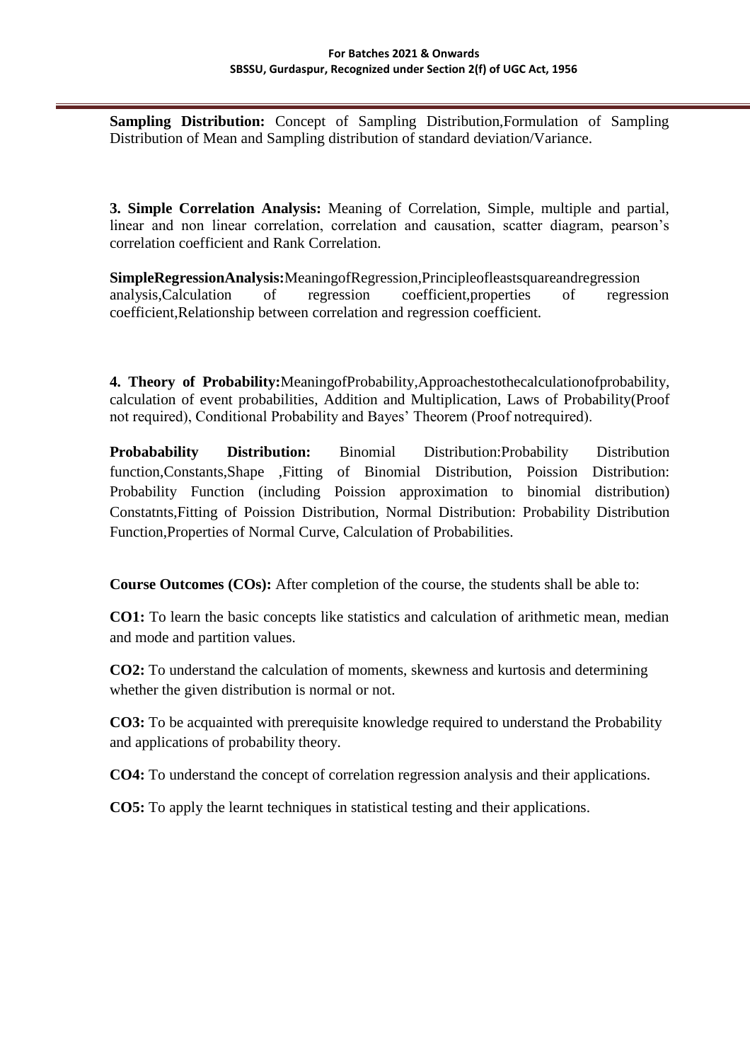**Sampling Distribution:** Concept of Sampling Distribution,Formulation of Sampling Distribution of Mean and Sampling distribution of standard deviation/Variance.

**3. Simple Correlation Analysis:** Meaning of Correlation, Simple, multiple and partial, linear and non linear correlation, correlation and causation, scatter diagram, pearson's correlation coefficient and Rank Correlation.

**SimpleRegressionAnalysis:**MeaningofRegression,Principleofleastsquareandregression analysis,Calculation of regression coefficient,properties of regression coefficient,Relationship between correlation and regression coefficient.

**4. Theory of Probability:**MeaningofProbability,Approachestothecalculationofprobability, calculation of event probabilities, Addition and Multiplication, Laws of Probability(Proof not required), Conditional Probability and Bayes' Theorem (Proof notrequired).

**Probabability Distribution:** Binomial Distribution:Probability Distribution function,Constants,Shape ,Fitting of Binomial Distribution, Poission Distribution: Probability Function (including Poission approximation to binomial distribution) Constatnts,Fitting of Poission Distribution, Normal Distribution: Probability Distribution Function,Properties of Normal Curve, Calculation of Probabilities.

**Course Outcomes (COs):** After completion of the course, the students shall be able to:

**CO1:** To learn the basic concepts like statistics and calculation of arithmetic mean, median and mode and partition values.

**CO2:** To understand the calculation of moments, skewness and kurtosis and determining whether the given distribution is normal or not.

**CO3:** To be acquainted with prerequisite knowledge required to understand the Probability and applications of probability theory.

**CO4:** To understand the concept of correlation regression analysis and their applications.

**CO5:** To apply the learnt techniques in statistical testing and their applications.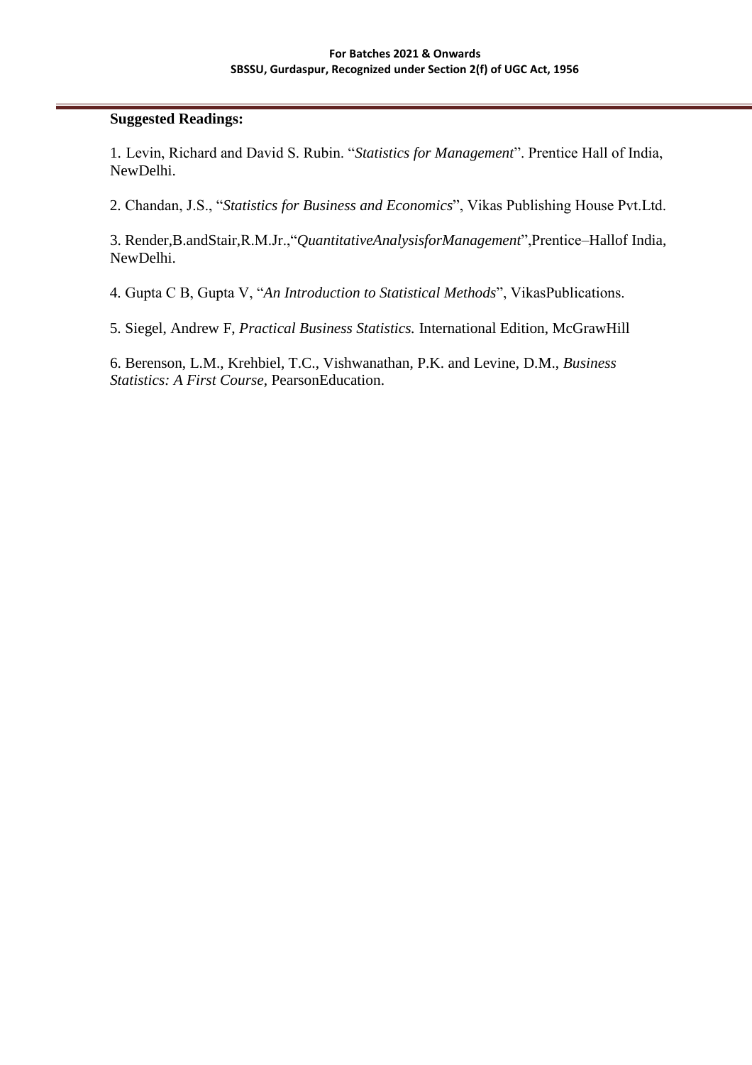**Suggested Readings:**

1. Levin, Richard and David S. Rubin. "*Statistics for Management*". Prentice Hall of India, NewDelhi.

2. Chandan, J.S., "*Statistics for Business and Economics*", Vikas Publishing House Pvt.Ltd.

3. Render,B.andStair,R.M.Jr.,"*QuantitativeAnalysisforManagement*",Prentice–Hallof India, NewDelhi.

4. Gupta C B, Gupta V, "*An Introduction to Statistical Methods*", VikasPublications.

5. Siegel, Andrew F, *Practical Business Statistics.* International Edition, McGrawHill

6. Berenson, L.M., Krehbiel, T.C., Vishwanathan, P.K. and Levine, D.M., *Business Statistics: A First Course*, PearsonEducation.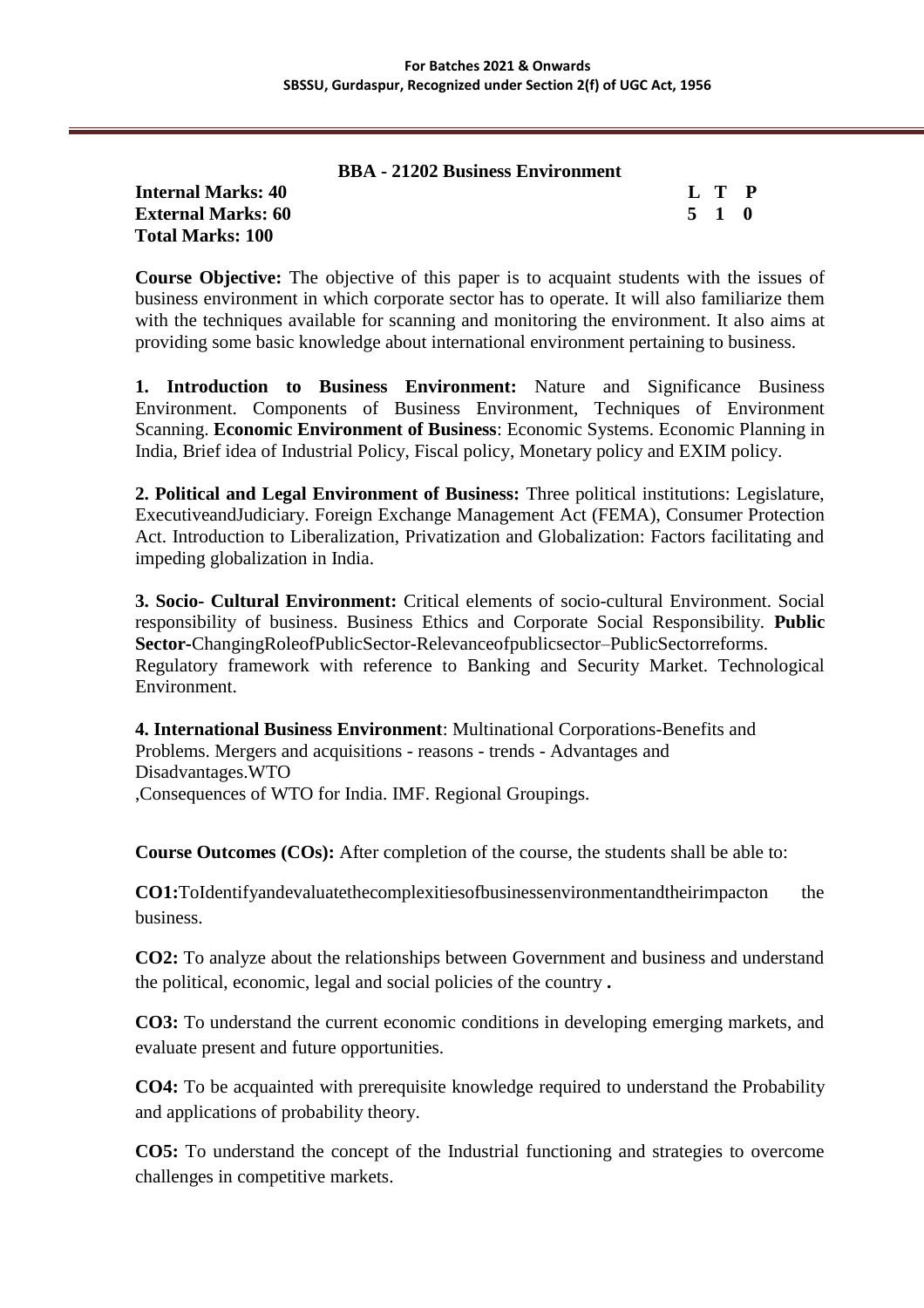## BBA - 21202 Business Environment

**Internal Marks: 40** **L T P**
**External Marks: 60** **5 1 0**
**Total Marks: 100**

**Course Objective:** The objective of this paper is to acquaint students with the issues of business environment in which corporate sector has to operate. It will also familiarize them with the techniques available for scanning and monitoring the environment. It also aims at providing some basic knowledge about international environment pertaining to business.

**1. Introduction to Business Environment:** Nature and Significance Business Environment. Components of Business Environment, Techniques of Environment Scanning. **Economic Environment of Business**: Economic Systems. Economic Planning in India, Brief idea of Industrial Policy, Fiscal policy, Monetary policy and EXIM policy.

**2. Political and Legal Environment of Business:** Three political institutions: Legislature, ExecutiveandJudiciary. Foreign Exchange Management Act (FEMA), Consumer Protection Act. Introduction to Liberalization, Privatization and Globalization: Factors facilitating and impeding globalization in India.

**3. Socio- Cultural Environment:** Critical elements of socio-cultural Environment. Social responsibility of business. Business Ethics and Corporate Social Responsibility. **Public Sector**-ChangingRoleofPublicSector-Relevanceofpublicsector–PublicSectorreforms. Regulatory framework with reference to Banking and Security Market. Technological Environment.

**4. International Business Environment**: Multinational Corporations-Benefits and Problems. Mergers and acquisitions - reasons - trends - Advantages and Disadvantages.WTO ,Consequences of WTO for India. IMF. Regional Groupings.

**Course Outcomes (COs):** After completion of the course, the students shall be able to:

**CO1:**ToIdentifyandevaluatethecomplexitiesofbusinessenvironmentandtheirimpacton the business.

**CO2:** To analyze about the relationships between Government and business and understand the political, economic, legal and social policies of the country **.**

**CO3:** To understand the current economic conditions in developing emerging markets, and evaluate present and future opportunities.

**CO4:** To be acquainted with prerequisite knowledge required to understand the Probability and applications of probability theory.

**CO5:** To understand the concept of the Industrial functioning and strategies to overcome challenges in competitive markets.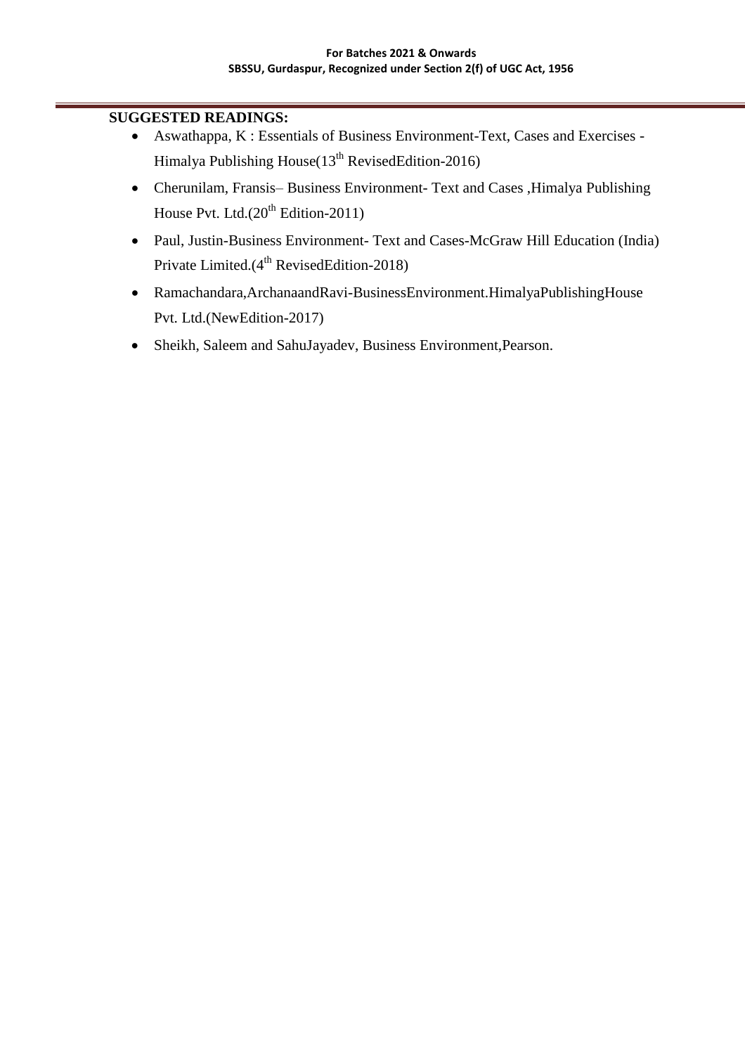**SUGGESTED READINGS:**

- Aswathappa, K : Essentials of Business Environment-Text, Cases and Exercises - Himalya Publishing House(13th RevisedEdition-2016)
- Cherunilam, Fransis– Business Environment- Text and Cases ,Himalya Publishing House Pvt. Ltd.(20th Edition-2011)
- Paul, Justin-Business Environment- Text and Cases-McGraw Hill Education (India) Private Limited.(4th RevisedEdition-2018)
- Ramachandara,ArchanaandRavi-BusinessEnvironment.HimalyaPublishingHouse Pvt. Ltd.(NewEdition-2017)
- Sheikh, Saleem and SahuJayadev, Business Environment,Pearson.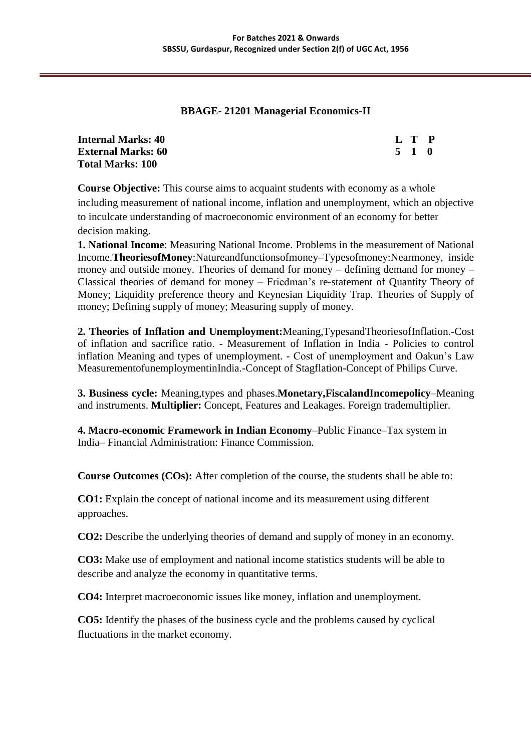## BBAGE- 21201 Managerial Economics-II

| | |
|---|---|
| **Internal Marks: 40** | **L T P** |
| **External Marks: 60** | **5 1 0** |
| **Total Marks: 100** | |

**Course Objective:** This course aims to acquaint students with economy as a whole including measurement of national income, inflation and unemployment, which an objective to inculcate understanding of macroeconomic environment of an economy for better decision making.

**1. National Income**: Measuring National Income. Problems in the measurement of National Income.**TheoriesofMoney**:Natureandfunctionsofmoney–Typesofmoney:Nearmoney, inside money and outside money. Theories of demand for money – defining demand for money – Classical theories of demand for money – Friedman's re-statement of Quantity Theory of Money; Liquidity preference theory and Keynesian Liquidity Trap. Theories of Supply of money; Defining supply of money; Measuring supply of money.

**2. Theories of Inflation and Unemployment:**Meaning,TypesandTheoriesofInflation.-Cost of inflation and sacrifice ratio. - Measurement of Inflation in India - Policies to control inflation Meaning and types of unemployment. - Cost of unemployment and Oakun's Law MeasurementofunemploymentinIndia.-Concept of Stagflation-Concept of Philips Curve.

**3. Business cycle:** Meaning,types and phases.**Monetary,FiscalandIncomepolicy**–Meaning and instruments. **Multiplier:** Concept, Features and Leakages. Foreign trademultiplier.

**4. Macro-economic Framework in Indian Economy**–Public Finance–Tax system in India– Financial Administration: Finance Commission.

**Course Outcomes (COs):** After completion of the course, the students shall be able to:

**CO1:** Explain the concept of national income and its measurement using different approaches.

**CO2:** Describe the underlying theories of demand and supply of money in an economy.

**CO3:** Make use of employment and national income statistics students will be able to describe and analyze the economy in quantitative terms.

**CO4:** Interpret macroeconomic issues like money, inflation and unemployment.

**CO5:** Identify the phases of the business cycle and the problems caused by cyclical fluctuations in the market economy.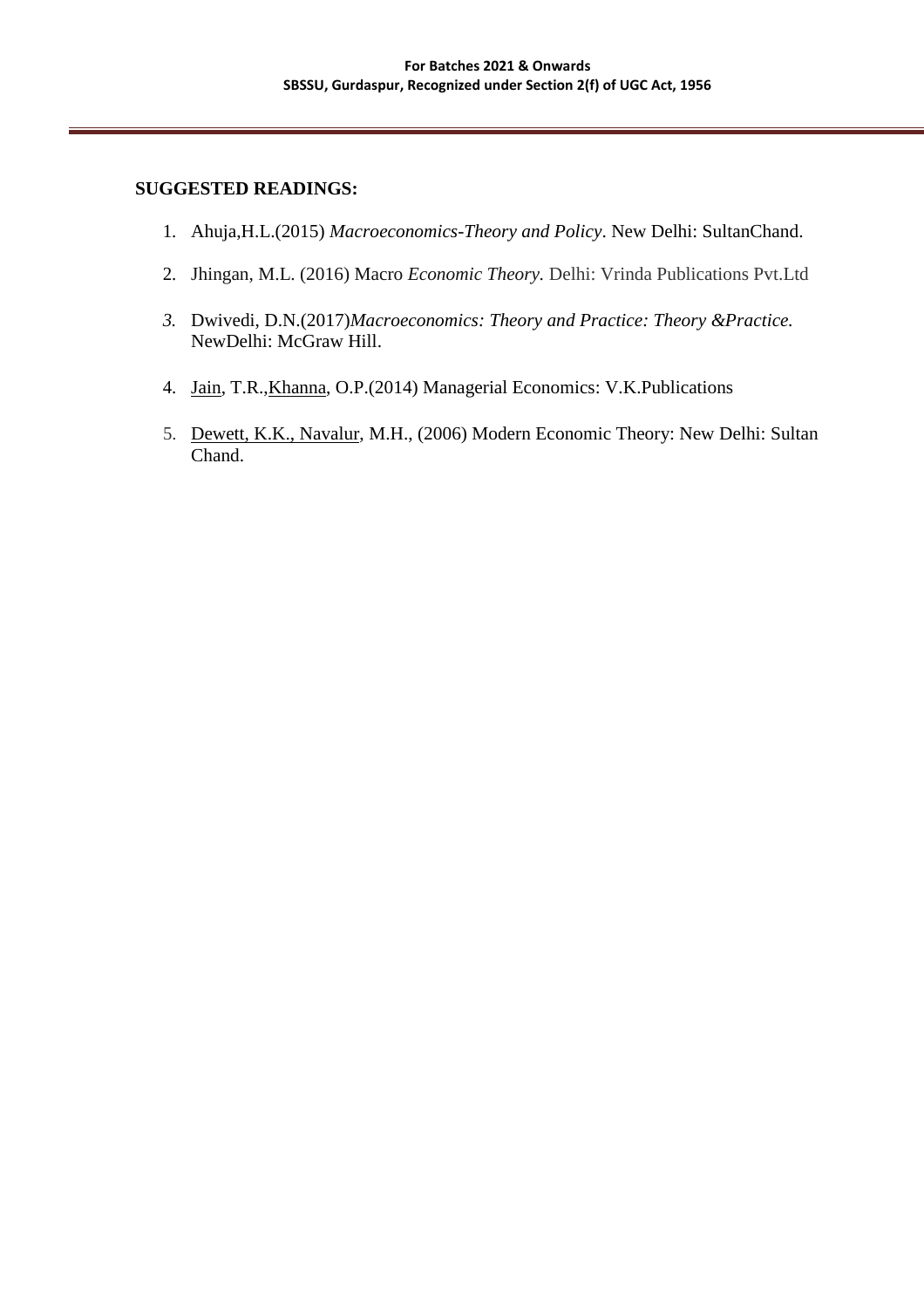**SUGGESTED READINGS:**

1. Ahuja,H.L.(2015) *Macroeconomics-Theory and Policy*. New Delhi: SultanChand.
2. Jhingan, M.L. (2016) Macro *Economic Theory.* Delhi: Vrinda Publications Pvt.Ltd
3. Dwivedi, D.N.(2017)*Macroeconomics: Theory and Practice: Theory &Practice.* NewDelhi: McGraw Hill.
4. Jain, T.R.,Khanna, O.P.(2014) Managerial Economics: V.K.Publications
5. Dewett, K.K., Navalur, M.H., (2006) Modern Economic Theory: New Delhi: Sultan Chand.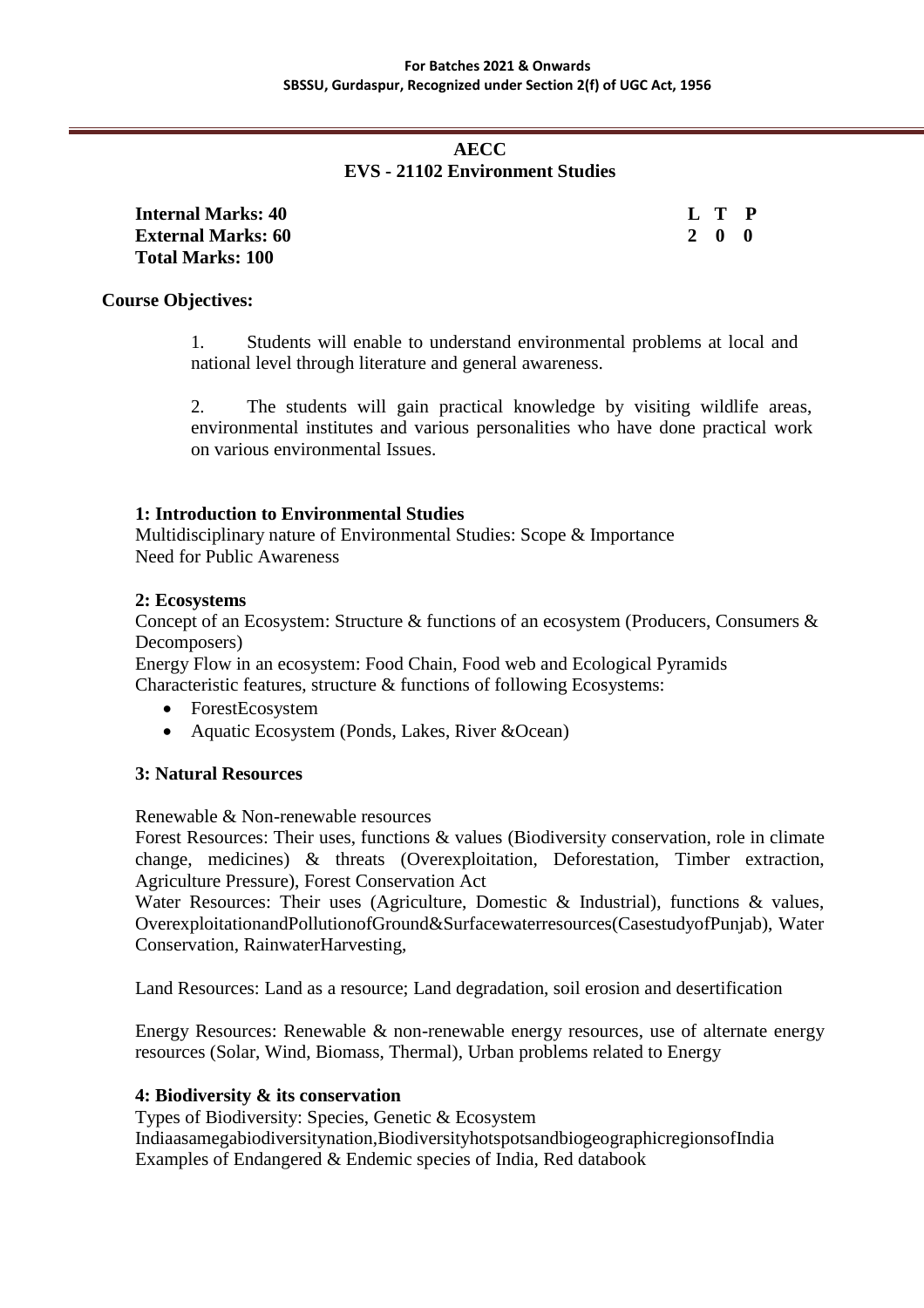**AECC**
**EVS - 21102 Environment Studies**

| | |
|---|---|
| **Internal Marks: 40** | **L T P** |
| **External Marks: 60** | **2 0 0** |
| **Total Marks: 100** | |

**Course Objectives:**

1. Students will enable to understand environmental problems at local and national level through literature and general awareness.

2. The students will gain practical knowledge by visiting wildlife areas, environmental institutes and various personalities who have done practical work on various environmental Issues.

**1: Introduction to Environmental Studies**

Multidisciplinary nature of Environmental Studies: Scope & Importance
Need for Public Awareness

**2: Ecosystems**

Concept of an Ecosystem: Structure & functions of an ecosystem (Producers, Consumers & Decomposers)
Energy Flow in an ecosystem: Food Chain, Food web and Ecological Pyramids
Characteristic features, structure & functions of following Ecosystems:

- ForestEcosystem
- Aquatic Ecosystem (Ponds, Lakes, River &Ocean)

**3: Natural Resources**

Renewable & Non-renewable resources
Forest Resources: Their uses, functions & values (Biodiversity conservation, role in climate change, medicines) & threats (Overexploitation, Deforestation, Timber extraction, Agriculture Pressure), Forest Conservation Act
Water Resources: Their uses (Agriculture, Domestic & Industrial), functions & values, OverexploitationandPollutionofGround&Surfacewaterresources(CasestudyofPunjab), Water Conservation, RainwaterHarvesting,

Land Resources: Land as a resource; Land degradation, soil erosion and desertification

Energy Resources: Renewable & non-renewable energy resources, use of alternate energy resources (Solar, Wind, Biomass, Thermal), Urban problems related to Energy

**4: Biodiversity & its conservation**

Types of Biodiversity: Species, Genetic & Ecosystem
IndiaasamegabiodiversitynationBiodiversityhotspotsandbiogeographicregionsofIndia
Examples of Endangered & Endemic species of India, Red databook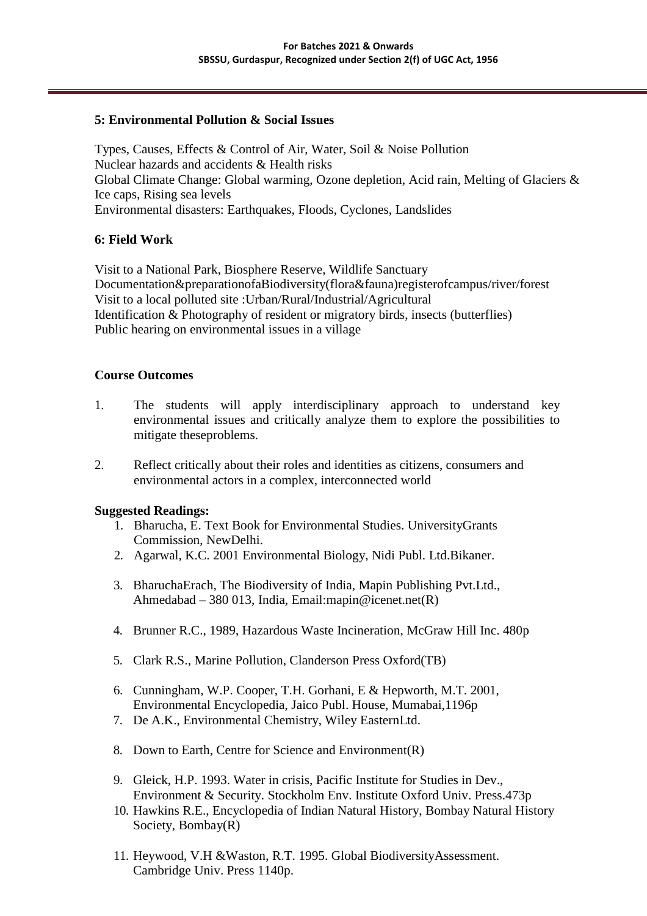## 5: Environmental Pollution & Social Issues

Types, Causes, Effects & Control of Air, Water, Soil & Noise Pollution
Nuclear hazards and accidents & Health risks
Global Climate Change: Global warming, Ozone depletion, Acid rain, Melting of Glaciers & Ice caps, Rising sea levels
Environmental disasters: Earthquakes, Floods, Cyclones, Landslides

## 6: Field Work

Visit to a National Park, Biosphere Reserve, Wildlife Sanctuary
Documentation&preparationofaBiodiversity(flora&fauna)registerofcampus/river/forest
Visit to a local polluted site :Urban/Rural/Industrial/Agricultural
Identification & Photography of resident or migratory birds, insects (butterflies)
Public hearing on environmental issues in a village

## Course Outcomes

1. The students will apply interdisciplinary approach to understand key environmental issues and critically analyze them to explore the possibilities to mitigate theseproblems.
2. Reflect critically about their roles and identities as citizens, consumers and environmental actors in a complex, interconnected world

**Suggested Readings:**

1. Bharucha, E. Text Book for Environmental Studies. UniversityGrants Commission, NewDelhi.
2. Agarwal, K.C. 2001 Environmental Biology, Nidi Publ. Ltd.Bikaner.
3. BharuchaErach, The Biodiversity of India, Mapin Publishing Pvt.Ltd., Ahmedabad – 380 013, India, Email:mapin@icenet.net(R)
4. Brunner R.C., 1989, Hazardous Waste Incineration, McGraw Hill Inc. 480p
5. Clark R.S., Marine Pollution, Clanderson Press Oxford(TB)
6. Cunningham, W.P. Cooper, T.H. Gorhani, E & Hepworth, M.T. 2001, Environmental Encyclopedia, Jaico Publ. House, Mumabai,1196p
7. De A.K., Environmental Chemistry, Wiley EasternLtd.
8. Down to Earth, Centre for Science and Environment(R)
9. Gleick, H.P. 1993. Water in crisis, Pacific Institute for Studies in Dev., Environment & Security. Stockholm Env. Institute Oxford Univ. Press.473p
10. Hawkins R.E., Encyclopedia of Indian Natural History, Bombay Natural History Society, Bombay(R)
11. Heywood, V.H &Waston, R.T. 1995. Global BiodiversityAssessment. Cambridge Univ. Press 1140p.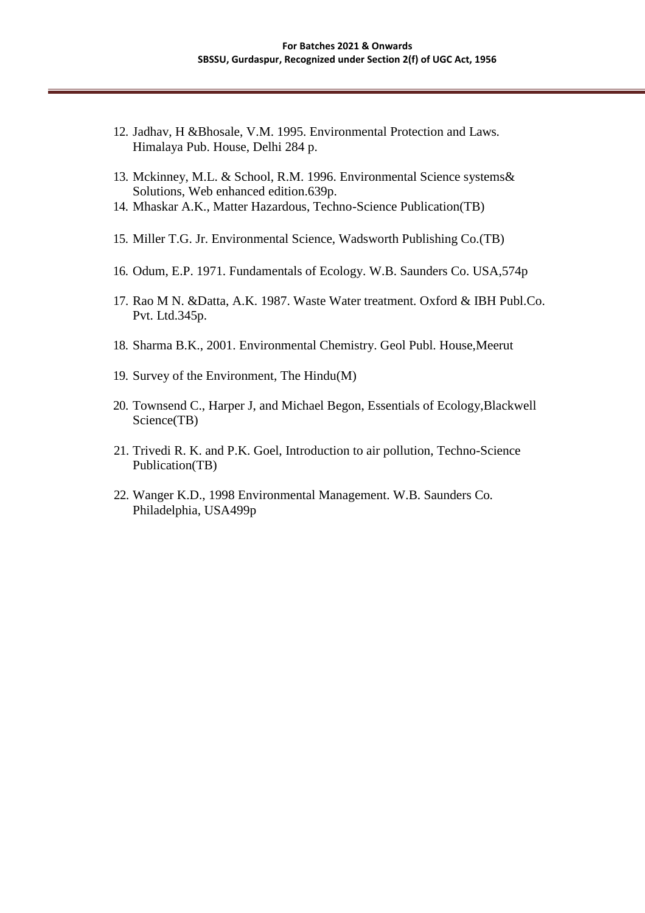12. Jadhav, H &Bhosale, V.M. 1995. Environmental Protection and Laws. Himalaya Pub. House, Delhi 284 p.

13. Mckinney, M.L. & School, R.M. 1996. Environmental Science systems& Solutions, Web enhanced edition.639p.
14. Mhaskar A.K., Matter Hazardous, Techno-Science Publication(TB)

15. Miller T.G. Jr. Environmental Science, Wadsworth Publishing Co.(TB)

16. Odum, E.P. 1971. Fundamentals of Ecology. W.B. Saunders Co. USA,574p

17. Rao M N. &Datta, A.K. 1987. Waste Water treatment. Oxford & IBH Publ.Co. Pvt. Ltd.345p.

18. Sharma B.K., 2001. Environmental Chemistry. Geol Publ. House,Meerut

19. Survey of the Environment, The Hindu(M)

20. Townsend C., Harper J, and Michael Begon, Essentials of Ecology,Blackwell Science(TB)

21. Trivedi R. K. and P.K. Goel, Introduction to air pollution, Techno-Science Publication(TB)

22. Wanger K.D., 1998 Environmental Management. W.B. Saunders Co. Philadelphia, USA499p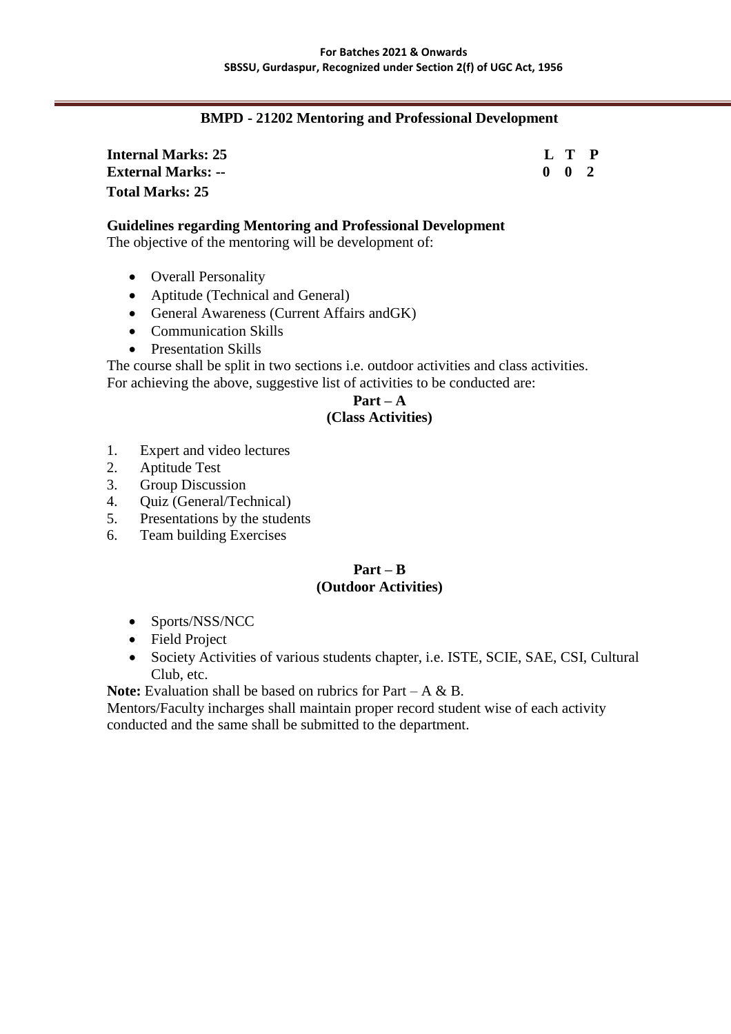## BMPD - 21202 Mentoring and Professional Development

| | |
|---|---|
| **Internal Marks: 25** | **L T P** |
| **External Marks: --** | **0 0 2** |
| **Total Marks: 25** | |

**Guidelines regarding Mentoring and Professional Development**

The objective of the mentoring will be development of:

- Overall Personality
- Aptitude (Technical and General)
- General Awareness (Current Affairs andGK)
- Communication Skills
- Presentation Skills

The course shall be split in two sections i.e. outdoor activities and class activities.
For achieving the above, suggestive list of activities to be conducted are:

**Part – A**
**(Class Activities)**

1. Expert and video lectures
2. Aptitude Test
3. Group Discussion
4. Quiz (General/Technical)
5. Presentations by the students
6. Team building Exercises

**Part – B**
**(Outdoor Activities)**

- Sports/NSS/NCC
- Field Project
- Society Activities of various students chapter, i.e. ISTE, SCIE, SAE, CSI, Cultural Club, etc.

**Note:** Evaluation shall be based on rubrics for Part – A & B.
Mentors/Faculty incharges shall maintain proper record student wise of each activity conducted and the same shall be submitted to the department.